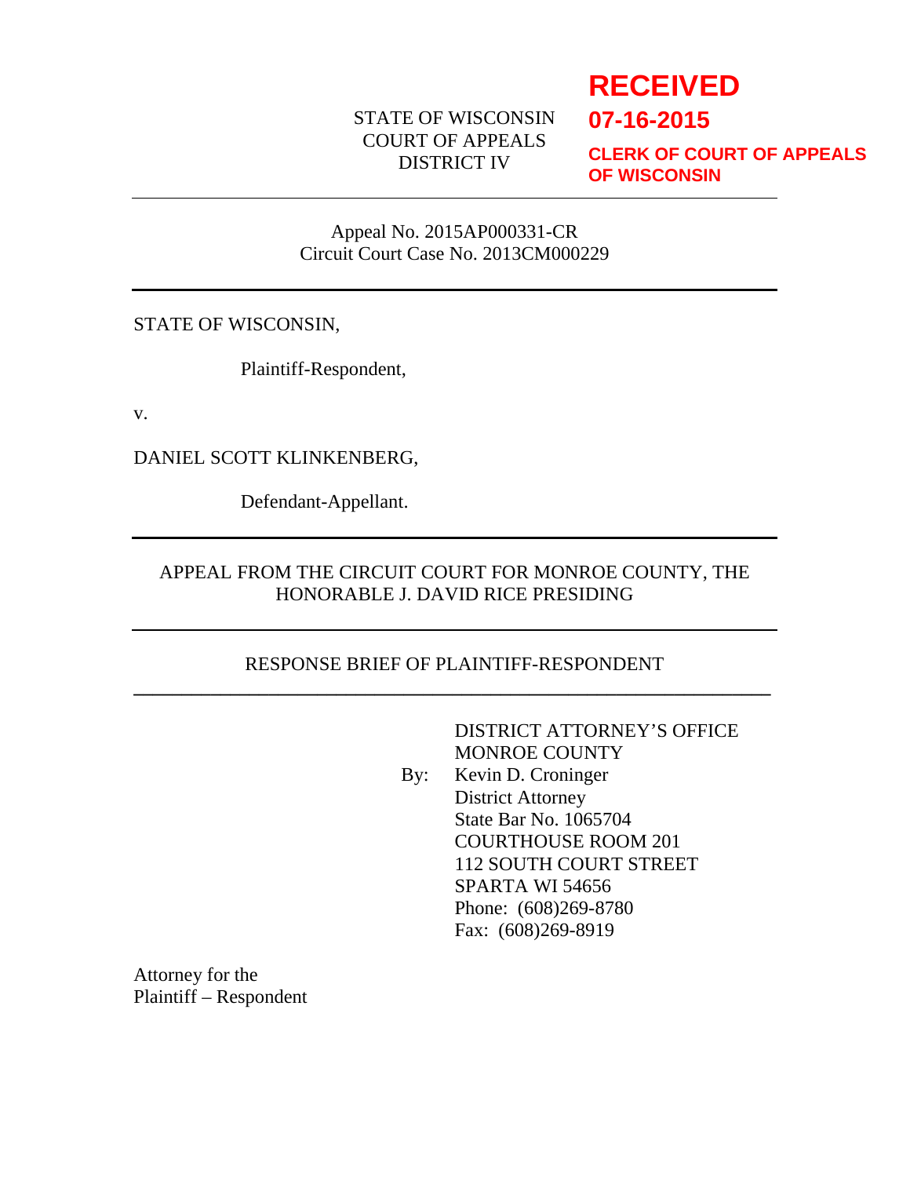**RECEIVED**
**07-16-2015**
**CLERK OF COURT OF APPEALS OF WISCONSIN**

STATE OF WISCONSIN
COURT OF APPEALS
DISTRICT IV

---

Appeal No. 2015AP000331-CR
Circuit Court Case No. 2013CM000229

---

STATE OF WISCONSIN,

Plaintiff-Respondent,

v.

DANIEL SCOTT KLINKENBERG,

Defendant-Appellant.

---

APPEAL FROM THE CIRCUIT COURT FOR MONROE COUNTY, THE HONORABLE J. DAVID RICE PRESIDING

---

RESPONSE BRIEF OF PLAINTIFF-RESPONDENT

---

DISTRICT ATTORNEY'S OFFICE
MONROE COUNTY
By: Kevin D. Croninger
District Attorney
State Bar No. 1065704
COURTHOUSE ROOM 201
112 SOUTH COURT STREET
SPARTA WI 54656
Phone: (608)269-8780
Fax: (608)269-8919

Attorney for the
Plaintiff – Respondent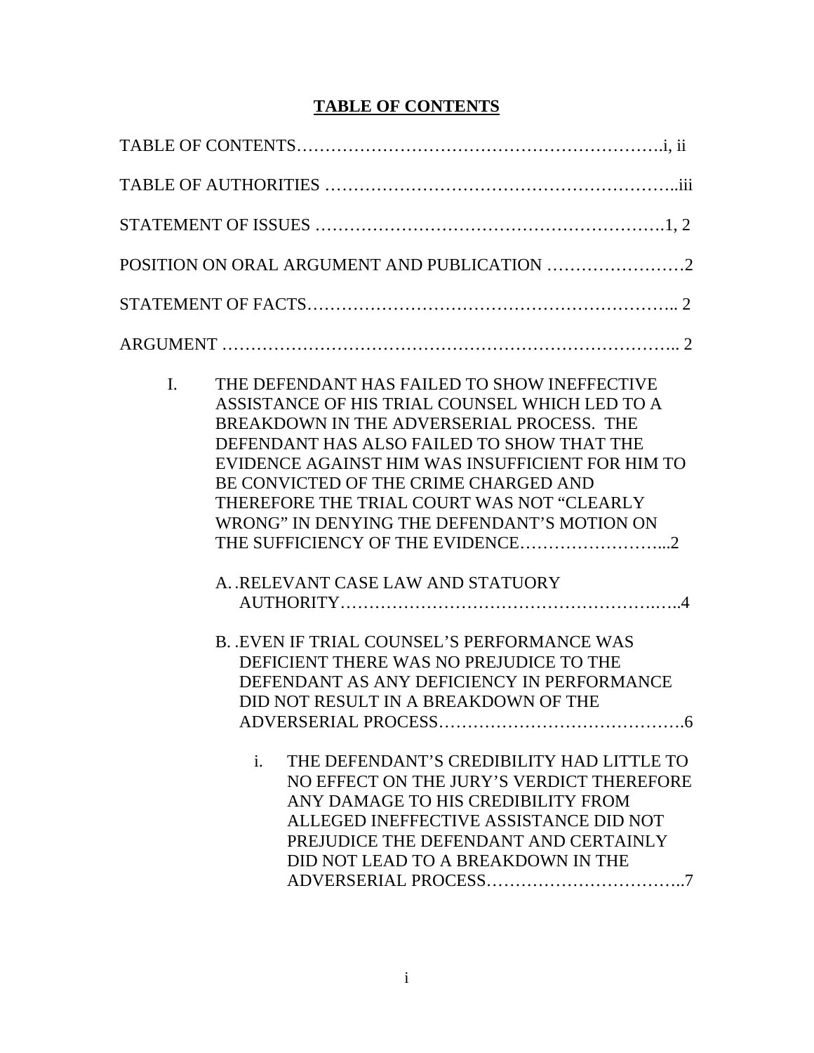# TABLE OF CONTENTS

TABLE OF CONTENTS……………………………………………………….i, ii

TABLE OF AUTHORITIES …………………………………………………..iii

STATEMENT OF ISSUES ………………………………………………….1, 2

POSITION ON ORAL ARGUMENT AND PUBLICATION ……………………2

STATEMENT OF FACTS…………………………………………………….. 2

ARGUMENT ……………………………………………………………….. 2

I. THE DEFENDANT HAS FAILED TO SHOW INEFFECTIVE ASSISTANCE OF HIS TRIAL COUNSEL WHICH LED TO A BREAKDOWN IN THE ADVERSERIAL PROCESS. THE DEFENDANT HAS ALSO FAILED TO SHOW THAT THE EVIDENCE AGAINST HIM WAS INSUFFICIENT FOR HIM TO BE CONVICTED OF THE CRIME CHARGED AND THEREFORE THE TRIAL COURT WAS NOT "CLEARLY WRONG" IN DENYING THE DEFENDANT'S MOTION ON THE SUFFICIENCY OF THE EVIDENCE……………………...2

   A. .RELEVANT CASE LAW AND STATUORY AUTHORITY……………………………………………….…..4

   B. .EVEN IF TRIAL COUNSEL'S PERFORMANCE WAS DEFICIENT THERE WAS NO PREJUDICE TO THE DEFENDANT AS ANY DEFICIENCY IN PERFORMANCE DID NOT RESULT IN A BREAKDOWN OF THE ADVERSERIAL PROCESS…………………………………….6

      i. THE DEFENDANT'S CREDIBILITY HAD LITTLE TO NO EFFECT ON THE JURY'S VERDICT THEREFORE ANY DAMAGE TO HIS CREDIBILITY FROM ALLEGED INEFFECTIVE ASSISTANCE DID NOT PREJUDICE THE DEFENDANT AND CERTAINLY DID NOT LEAD TO A BREAKDOWN IN THE ADVERSERIAL PROCESS……………………………..7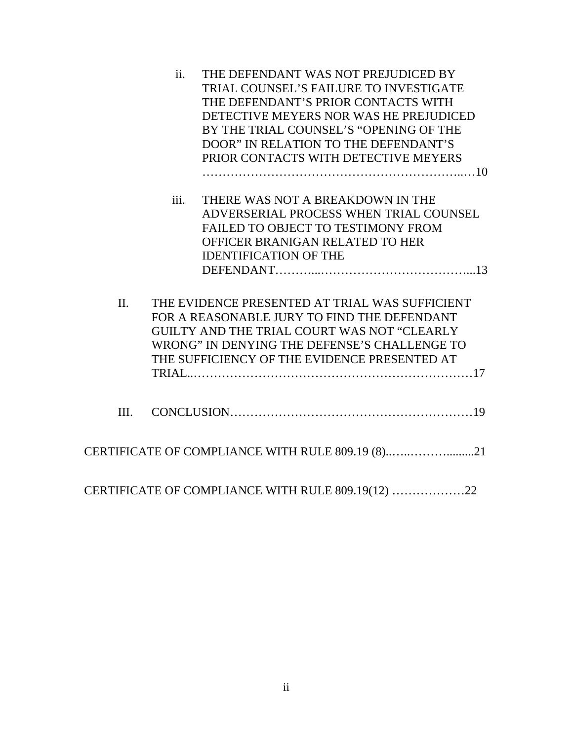ii. THE DEFENDANT WAS NOT PREJUDICED BY TRIAL COUNSEL'S FAILURE TO INVESTIGATE THE DEFENDANT'S PRIOR CONTACTS WITH DETECTIVE MEYERS NOR WAS HE PREJUDICED BY THE TRIAL COUNSEL'S "OPENING OF THE DOOR" IN RELATION TO THE DEFENDANT'S PRIOR CONTACTS WITH DETECTIVE MEYERS ……………………………………………………..…10

iii. THERE WAS NOT A BREAKDOWN IN THE ADVERSERIAL PROCESS WHEN TRIAL COUNSEL FAILED TO OBJECT TO TESTIMONY FROM OFFICER BRANIGAN RELATED TO HER IDENTIFICATION OF THE DEFENDANT………...………………………………...13

II. THE EVIDENCE PRESENTED AT TRIAL WAS SUFFICIENT FOR A REASONABLE JURY TO FIND THE DEFENDANT GUILTY AND THE TRIAL COURT WAS NOT "CLEARLY WRONG" IN DENYING THE DEFENSE'S CHALLENGE TO THE SUFFICIENCY OF THE EVIDENCE PRESENTED AT TRIAL..……………………………………………………………17

III. CONCLUSION……………………………………………………19

CERTIFICATE OF COMPLIANCE WITH RULE 809.19 (8)..…..……….........21

CERTIFICATE OF COMPLIANCE WITH RULE 809.19(12) ………………22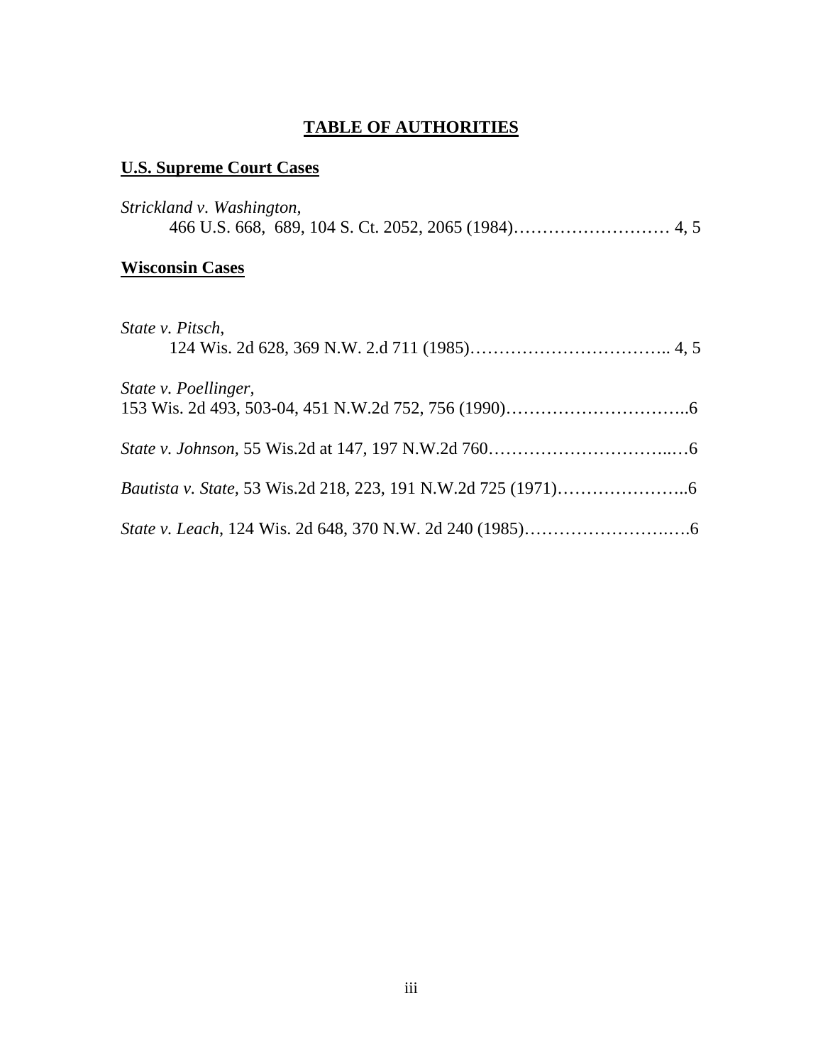# TABLE OF AUTHORITIES

## U.S. Supreme Court Cases

*Strickland v. Washington*,
466 U.S. 668, 689, 104 S. Ct. 2052, 2065 (1984)……………………… 4, 5

## Wisconsin Cases

*State v. Pitsch*,
124 Wis. 2d 628, 369 N.W. 2.d 711 (1985)…………………………….. 4, 5

*State v. Poellinger*,
153 Wis. 2d 493, 503-04, 451 N.W.2d 752, 756 (1990)…………………………..6

*State v. Johnson,* 55 Wis.2d at 147, 197 N.W.2d 760…………………………..…6

*Bautista v. State,* 53 Wis.2d 218, 223, 191 N.W.2d 725 (1971)…………………..6

*State v. Leach*, 124 Wis. 2d 648, 370 N.W. 2d 240 (1985)……………………….….6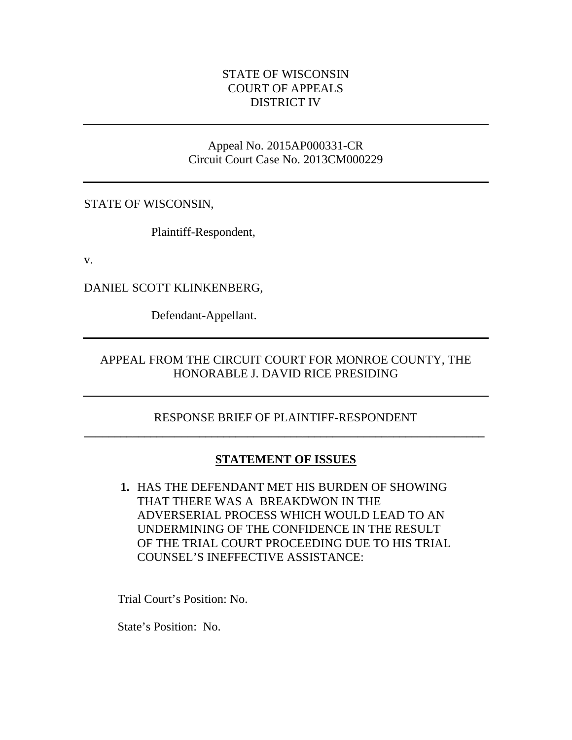STATE OF WISCONSIN
COURT OF APPEALS
DISTRICT IV

---

Appeal No. 2015AP000331-CR
Circuit Court Case No. 2013CM000229

---

STATE OF WISCONSIN,

Plaintiff-Respondent,

v.

DANIEL SCOTT KLINKENBERG,

Defendant-Appellant.

---

APPEAL FROM THE CIRCUIT COURT FOR MONROE COUNTY, THE HONORABLE J. DAVID RICE PRESIDING

---

RESPONSE BRIEF OF PLAINTIFF-RESPONDENT

---

## STATEMENT OF ISSUES

1. HAS THE DEFENDANT MET HIS BURDEN OF SHOWING THAT THERE WAS A BREAKDWON IN THE ADVERSERIAL PROCESS WHICH WOULD LEAD TO AN UNDERMINING OF THE CONFIDENCE IN THE RESULT OF THE TRIAL COURT PROCEEDING DUE TO HIS TRIAL COUNSEL'S INEFFECTIVE ASSISTANCE:

Trial Court's Position: No.

State's Position: No.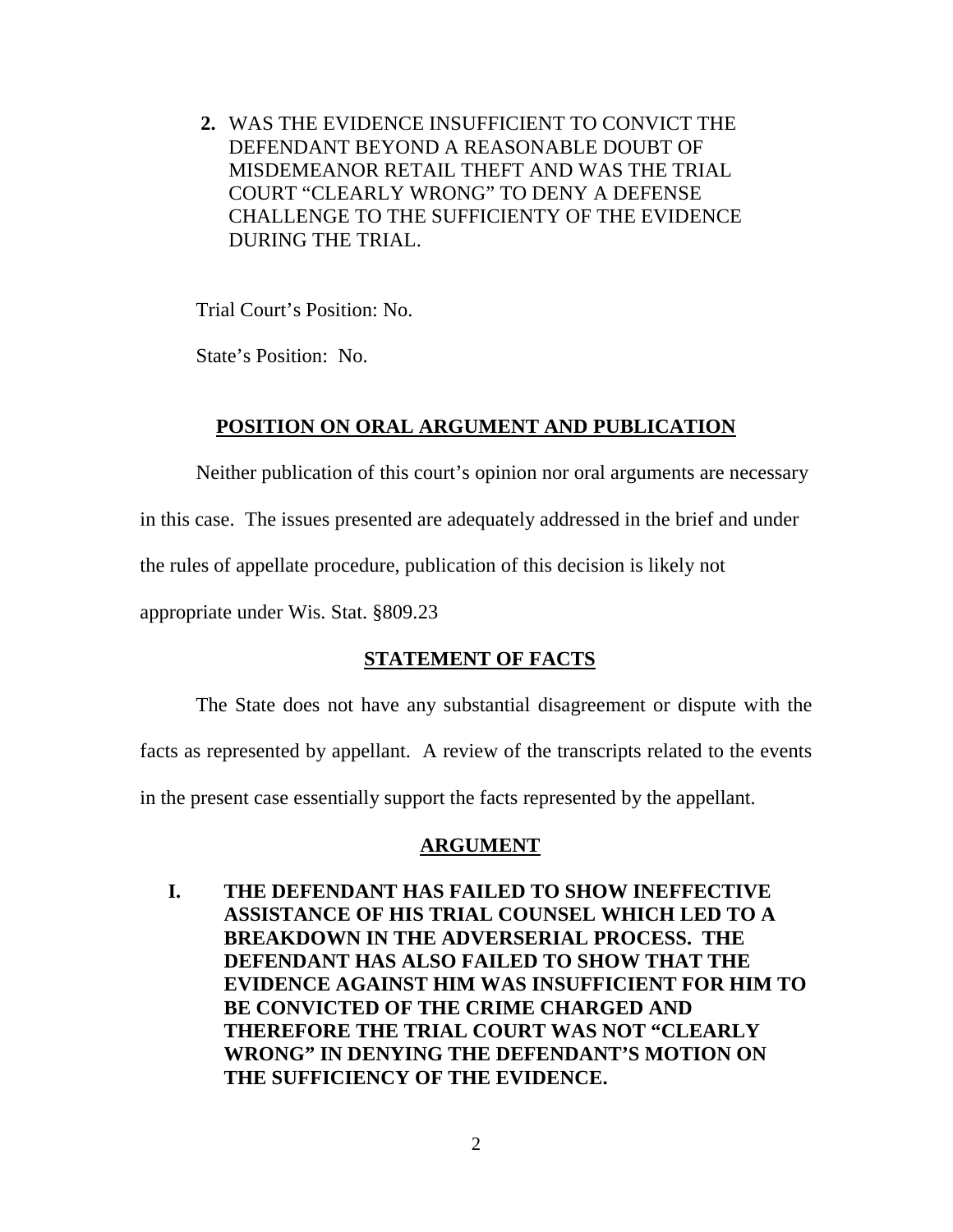**2.** WAS THE EVIDENCE INSUFFICIENT TO CONVICT THE DEFENDANT BEYOND A REASONABLE DOUBT OF MISDEMEANOR RETAIL THEFT AND WAS THE TRIAL COURT "CLEARLY WRONG" TO DENY A DEFENSE CHALLENGE TO THE SUFFICIENTY OF THE EVIDENCE DURING THE TRIAL.

Trial Court's Position: No.

State's Position: No.

## POSITION ON ORAL ARGUMENT AND PUBLICATION

Neither publication of this court's opinion nor oral arguments are necessary in this case. The issues presented are adequately addressed in the brief and under the rules of appellate procedure, publication of this decision is likely not appropriate under Wis. Stat. §809.23

## STATEMENT OF FACTS

The State does not have any substantial disagreement or dispute with the facts as represented by appellant. A review of the transcripts related to the events in the present case essentially support the facts represented by the appellant.

## ARGUMENT

**I. THE DEFENDANT HAS FAILED TO SHOW INEFFECTIVE ASSISTANCE OF HIS TRIAL COUNSEL WHICH LED TO A BREAKDOWN IN THE ADVERSERIAL PROCESS. THE DEFENDANT HAS ALSO FAILED TO SHOW THAT THE EVIDENCE AGAINST HIM WAS INSUFFICIENT FOR HIM TO BE CONVICTED OF THE CRIME CHARGED AND THEREFORE THE TRIAL COURT WAS NOT "CLEARLY WRONG" IN DENYING THE DEFENDANT'S MOTION ON THE SUFFICIENCY OF THE EVIDENCE.**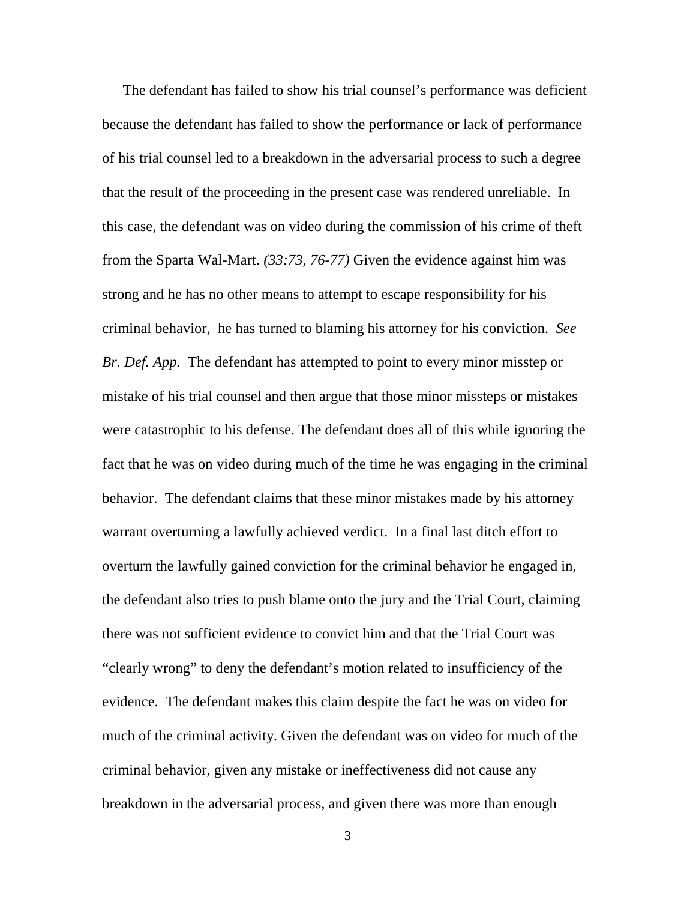The defendant has failed to show his trial counsel's performance was deficient because the defendant has failed to show the performance or lack of performance of his trial counsel led to a breakdown in the adversarial process to such a degree that the result of the proceeding in the present case was rendered unreliable. In this case, the defendant was on video during the commission of his crime of theft from the Sparta Wal-Mart. *(33:73, 76-77)* Given the evidence against him was strong and he has no other means to attempt to escape responsibility for his criminal behavior, he has turned to blaming his attorney for his conviction. *See Br. Def. App.* The defendant has attempted to point to every minor misstep or mistake of his trial counsel and then argue that those minor missteps or mistakes were catastrophic to his defense. The defendant does all of this while ignoring the fact that he was on video during much of the time he was engaging in the criminal behavior. The defendant claims that these minor mistakes made by his attorney warrant overturning a lawfully achieved verdict. In a final last ditch effort to overturn the lawfully gained conviction for the criminal behavior he engaged in, the defendant also tries to push blame onto the jury and the Trial Court, claiming there was not sufficient evidence to convict him and that the Trial Court was "clearly wrong" to deny the defendant's motion related to insufficiency of the evidence. The defendant makes this claim despite the fact he was on video for much of the criminal activity. Given the defendant was on video for much of the criminal behavior, given any mistake or ineffectiveness did not cause any breakdown in the adversarial process, and given there was more than enough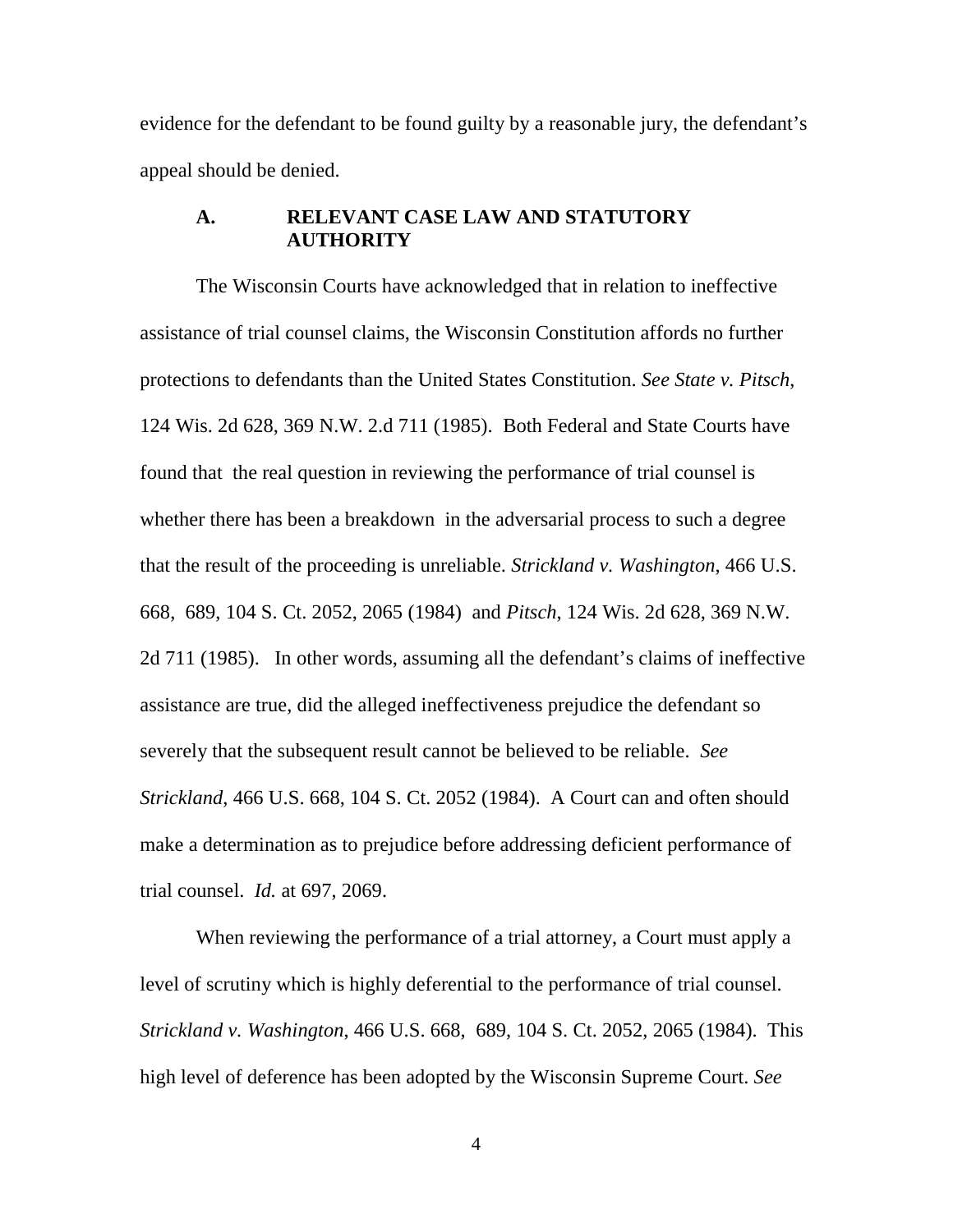evidence for the defendant to be found guilty by a reasonable jury, the defendant's appeal should be denied.

### A. RELEVANT CASE LAW AND STATUTORY AUTHORITY

The Wisconsin Courts have acknowledged that in relation to ineffective assistance of trial counsel claims, the Wisconsin Constitution affords no further protections to defendants than the United States Constitution. *See State v. Pitsch*, 124 Wis. 2d 628, 369 N.W. 2.d 711 (1985). Both Federal and State Courts have found that the real question in reviewing the performance of trial counsel is whether there has been a breakdown in the adversarial process to such a degree that the result of the proceeding is unreliable. *Strickland v. Washington*, 466 U.S. 668, 689, 104 S. Ct. 2052, 2065 (1984) and *Pitsch,* 124 Wis. 2d 628, 369 N.W. 2d 711 (1985). In other words, assuming all the defendant's claims of ineffective assistance are true, did the alleged ineffectiveness prejudice the defendant so severely that the subsequent result cannot be believed to be reliable. *See Strickland*, 466 U.S. 668, 104 S. Ct. 2052 (1984). A Court can and often should make a determination as to prejudice before addressing deficient performance of trial counsel. *Id.* at 697, 2069.

When reviewing the performance of a trial attorney, a Court must apply a level of scrutiny which is highly deferential to the performance of trial counsel. *Strickland v. Washington*, 466 U.S. 668, 689, 104 S. Ct. 2052, 2065 (1984). This high level of deference has been adopted by the Wisconsin Supreme Court. *See*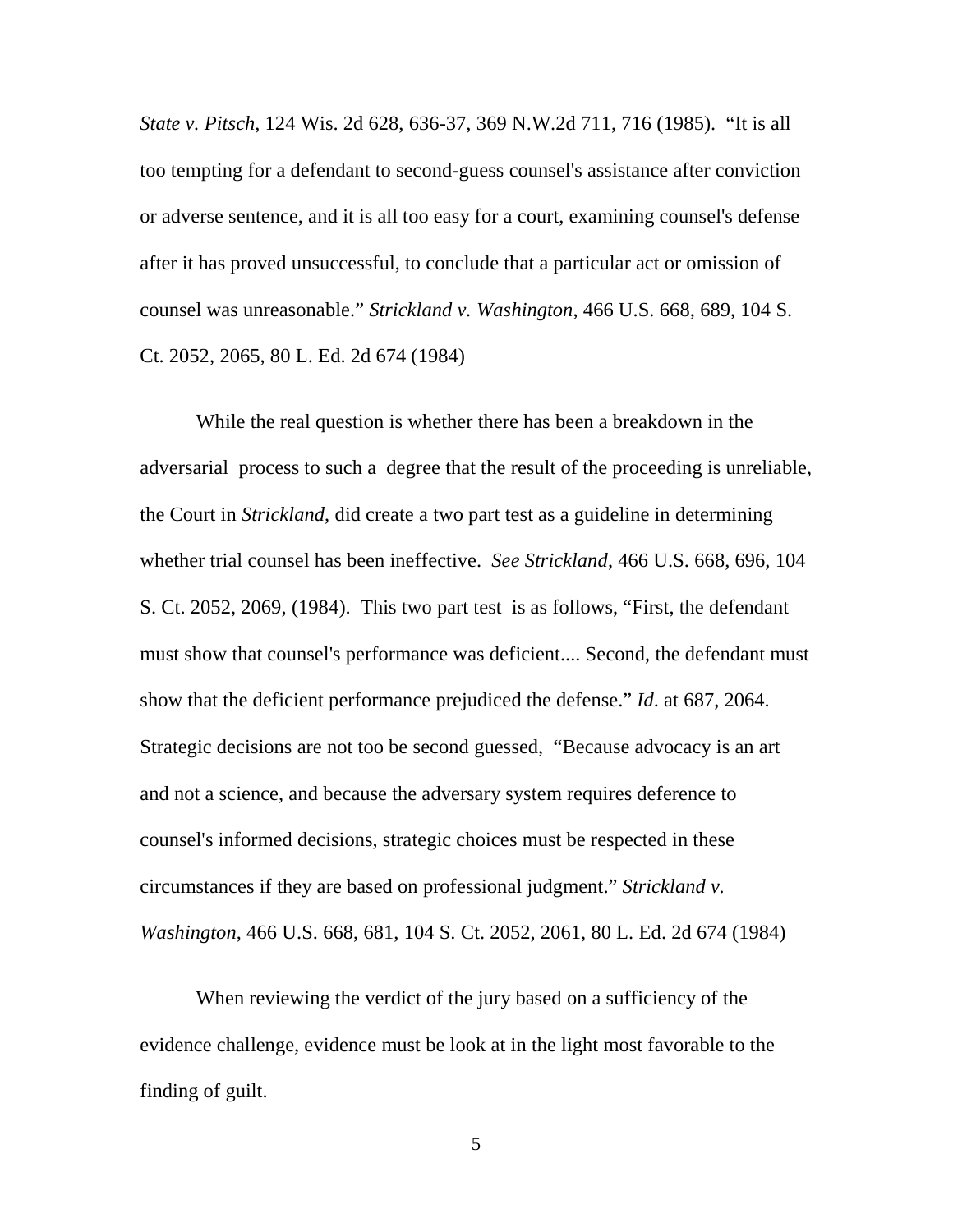*State v. Pitsch*, 124 Wis. 2d 628, 636-37, 369 N.W.2d 711, 716 (1985). "It is all too tempting for a defendant to second-guess counsel's assistance after conviction or adverse sentence, and it is all too easy for a court, examining counsel's defense after it has proved unsuccessful, to conclude that a particular act or omission of counsel was unreasonable." *Strickland v. Washington*, 466 U.S. 668, 689, 104 S. Ct. 2052, 2065, 80 L. Ed. 2d 674 (1984)

While the real question is whether there has been a breakdown in the adversarial process to such a degree that the result of the proceeding is unreliable, the Court in *Strickland*, did create a two part test as a guideline in determining whether trial counsel has been ineffective. *See Strickland*, 466 U.S. 668, 696, 104 S. Ct. 2052, 2069, (1984). This two part test is as follows, "First, the defendant must show that counsel's performance was deficient.... Second, the defendant must show that the deficient performance prejudiced the defense." *Id*. at 687, 2064. Strategic decisions are not too be second guessed, "Because advocacy is an art and not a science, and because the adversary system requires deference to counsel's informed decisions, strategic choices must be respected in these circumstances if they are based on professional judgment." *Strickland v. Washington*, 466 U.S. 668, 681, 104 S. Ct. 2052, 2061, 80 L. Ed. 2d 674 (1984)

When reviewing the verdict of the jury based on a sufficiency of the evidence challenge, evidence must be look at in the light most favorable to the finding of guilt.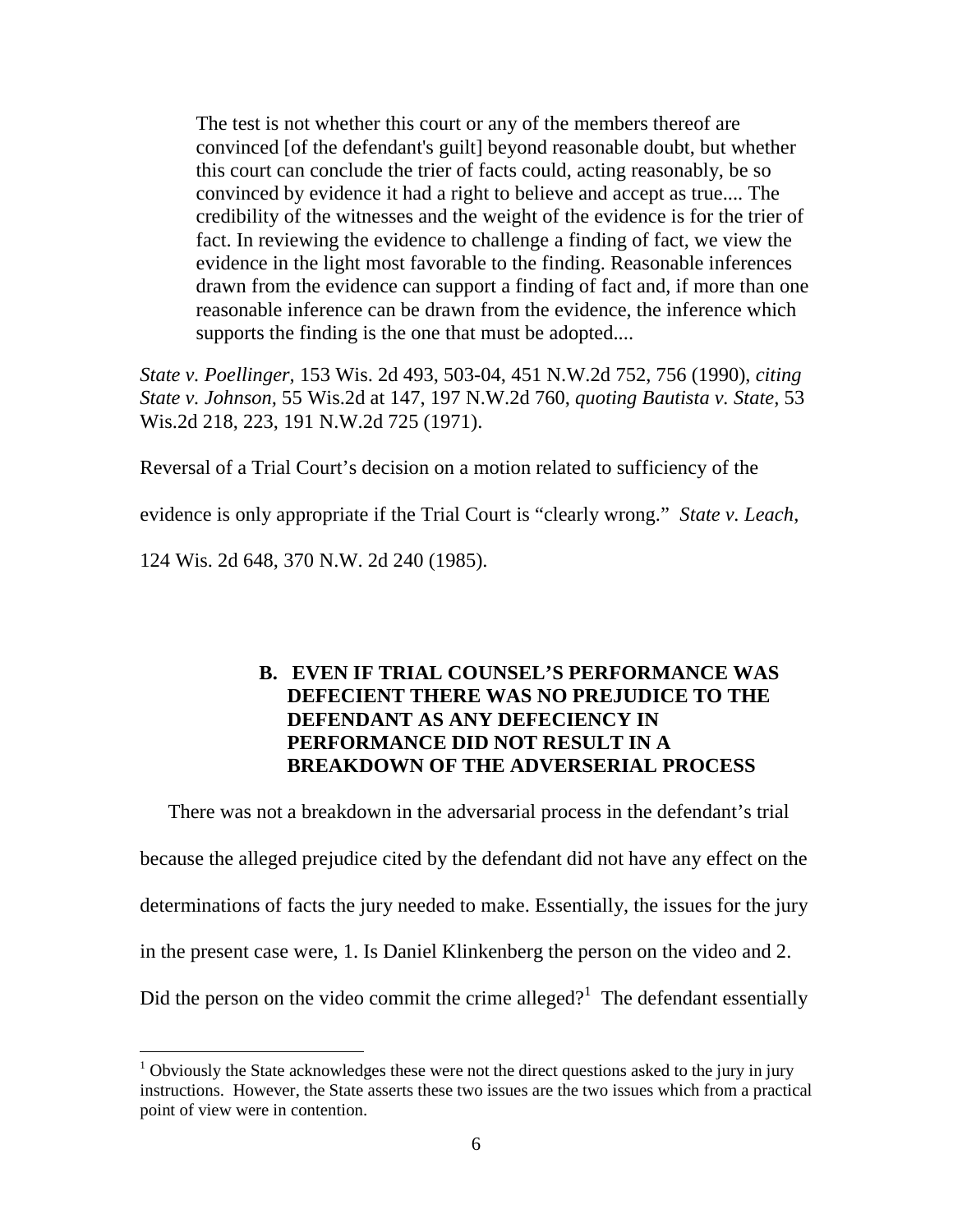> The test is not whether this court or any of the members thereof are convinced [of the defendant's guilt] beyond reasonable doubt, but whether this court can conclude the trier of facts could, acting reasonably, be so convinced by evidence it had a right to believe and accept as true.... The credibility of the witnesses and the weight of the evidence is for the trier of fact. In reviewing the evidence to challenge a finding of fact, we view the evidence in the light most favorable to the finding. Reasonable inferences drawn from the evidence can support a finding of fact and, if more than one reasonable inference can be drawn from the evidence, the inference which supports the finding is the one that must be adopted....

*State v. Poellinger*, 153 Wis. 2d 493, 503-04, 451 N.W.2d 752, 756 (1990), *citing State v. Johnson*, 55 Wis.2d at 147, 197 N.W.2d 760, *quoting Bautista v. State,* 53 Wis.2d 218, 223, 191 N.W.2d 725 (1971).

Reversal of a Trial Court's decision on a motion related to sufficiency of the evidence is only appropriate if the Trial Court is "clearly wrong." *State v. Leach*, 124 Wis. 2d 648, 370 N.W. 2d 240 (1985).

### B. EVEN IF TRIAL COUNSEL'S PERFORMANCE WAS DEFECIENT THERE WAS NO PREJUDICE TO THE DEFENDANT AS ANY DEFECIENCY IN PERFORMANCE DID NOT RESULT IN A BREAKDOWN OF THE ADVERSERIAL PROCESS

There was not a breakdown in the adversarial process in the defendant's trial because the alleged prejudice cited by the defendant did not have any effect on the determinations of facts the jury needed to make. Essentially, the issues for the jury in the present case were, 1. Is Daniel Klinkenberg the person on the video and 2. Did the person on the video commit the crime alleged?[1] The defendant essentially

[1] Obviously the State acknowledges these were not the direct questions asked to the jury in jury instructions. However, the State asserts these two issues are the two issues which from a practical point of view were in contention.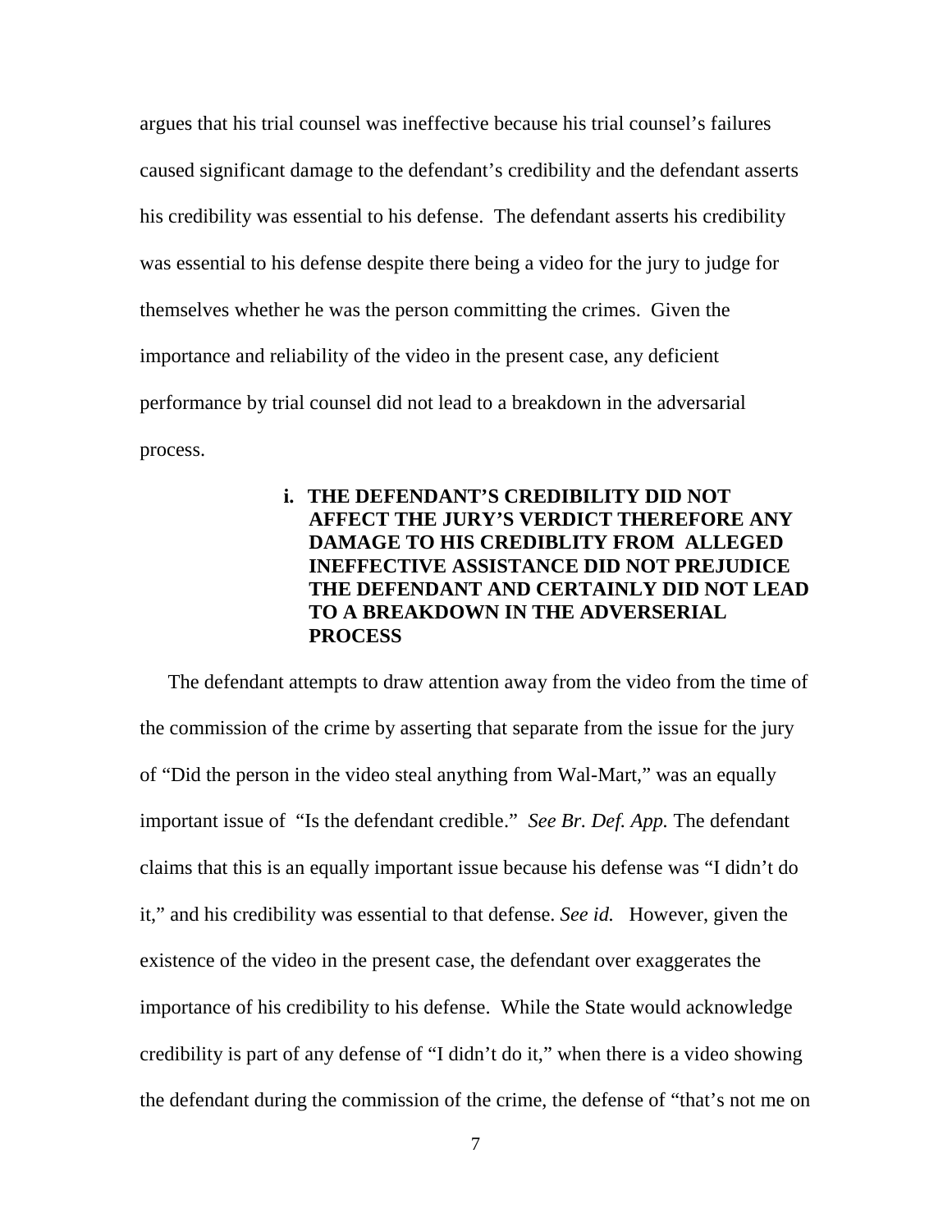argues that his trial counsel was ineffective because his trial counsel's failures caused significant damage to the defendant's credibility and the defendant asserts his credibility was essential to his defense. The defendant asserts his credibility was essential to his defense despite there being a video for the jury to judge for themselves whether he was the person committing the crimes. Given the importance and reliability of the video in the present case, any deficient performance by trial counsel did not lead to a breakdown in the adversarial process.

#### i. THE DEFENDANT'S CREDIBILITY DID NOT AFFECT THE JURY'S VERDICT THEREFORE ANY DAMAGE TO HIS CREDIBLITY FROM ALLEGED INEFFECTIVE ASSISTANCE DID NOT PREJUDICE THE DEFENDANT AND CERTAINLY DID NOT LEAD TO A BREAKDOWN IN THE ADVERSERIAL PROCESS

The defendant attempts to draw attention away from the video from the time of the commission of the crime by asserting that separate from the issue for the jury of "Did the person in the video steal anything from Wal-Mart," was an equally important issue of "Is the defendant credible." *See Br. Def. App.* The defendant claims that this is an equally important issue because his defense was "I didn't do it," and his credibility was essential to that defense. *See id.* However, given the existence of the video in the present case, the defendant over exaggerates the importance of his credibility to his defense. While the State would acknowledge credibility is part of any defense of "I didn't do it," when there is a video showing the defendant during the commission of the crime, the defense of "that's not me on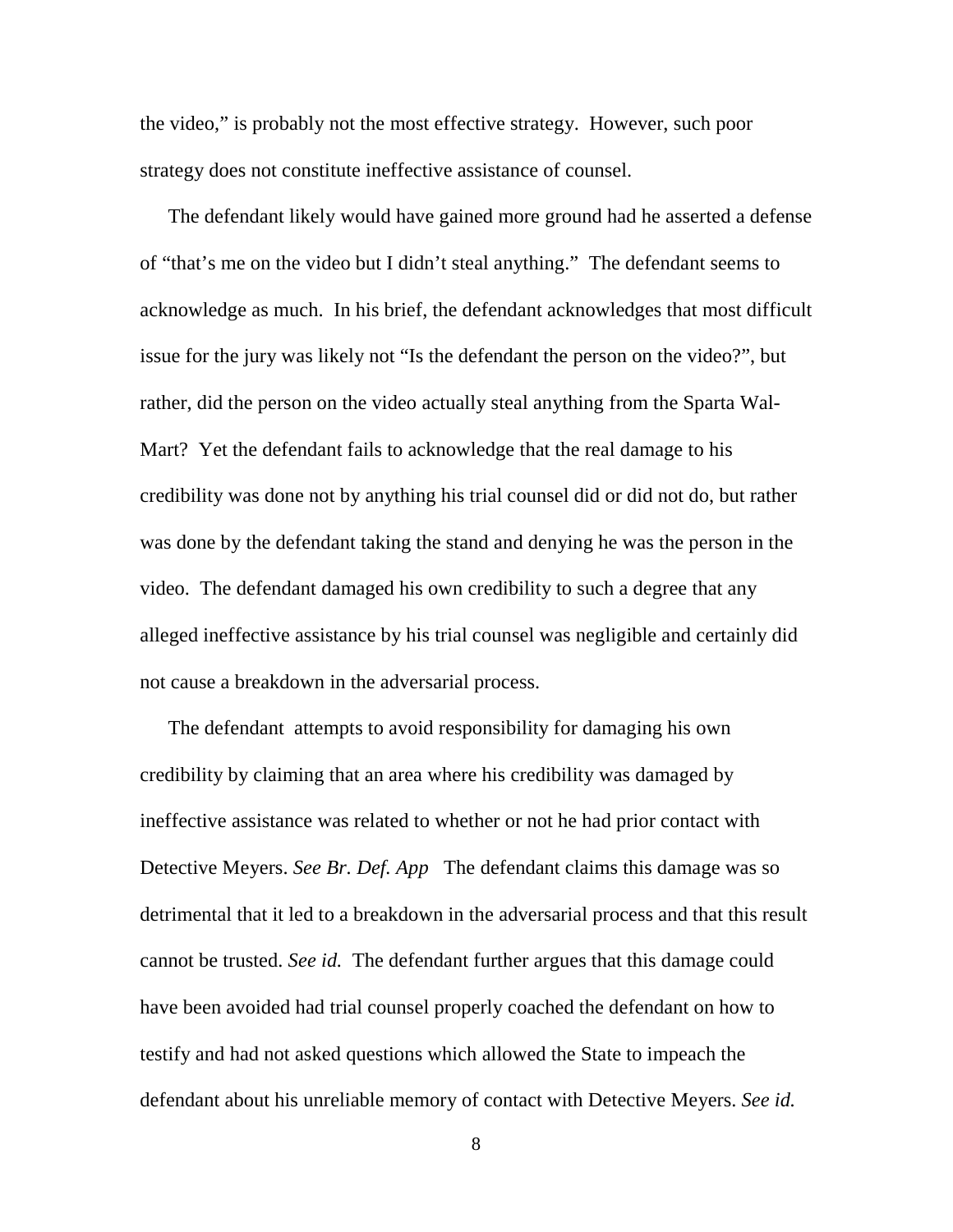the video," is probably not the most effective strategy. However, such poor strategy does not constitute ineffective assistance of counsel.

The defendant likely would have gained more ground had he asserted a defense of "that's me on the video but I didn't steal anything." The defendant seems to acknowledge as much. In his brief, the defendant acknowledges that most difficult issue for the jury was likely not "Is the defendant the person on the video?", but rather, did the person on the video actually steal anything from the Sparta Wal-Mart? Yet the defendant fails to acknowledge that the real damage to his credibility was done not by anything his trial counsel did or did not do, but rather was done by the defendant taking the stand and denying he was the person in the video. The defendant damaged his own credibility to such a degree that any alleged ineffective assistance by his trial counsel was negligible and certainly did not cause a breakdown in the adversarial process.

The defendant attempts to avoid responsibility for damaging his own credibility by claiming that an area where his credibility was damaged by ineffective assistance was related to whether or not he had prior contact with Detective Meyers. *See Br. Def. App* The defendant claims this damage was so detrimental that it led to a breakdown in the adversarial process and that this result cannot be trusted. *See id.* The defendant further argues that this damage could have been avoided had trial counsel properly coached the defendant on how to testify and had not asked questions which allowed the State to impeach the defendant about his unreliable memory of contact with Detective Meyers. *See id.*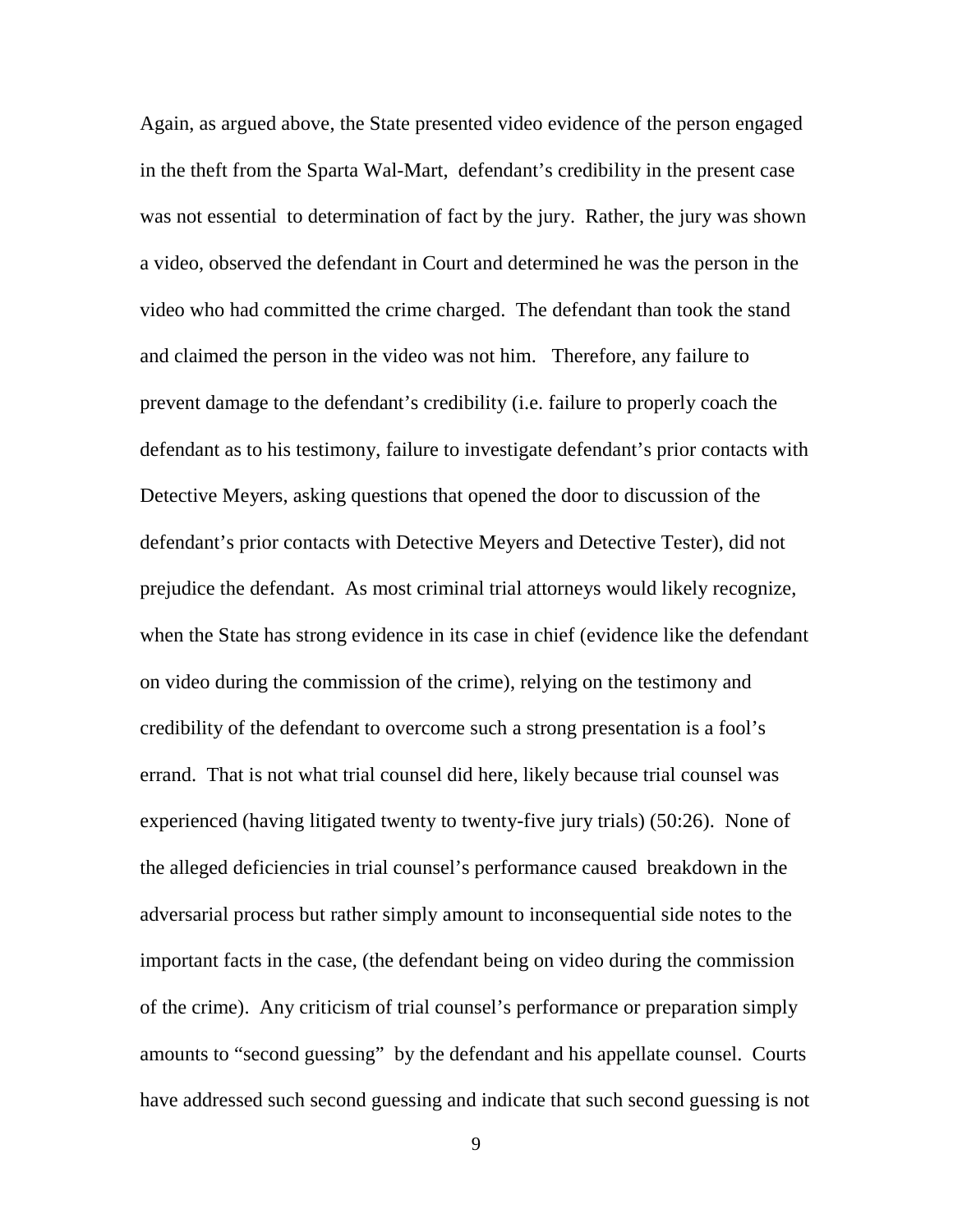Again, as argued above, the State presented video evidence of the person engaged in the theft from the Sparta Wal-Mart, defendant's credibility in the present case was not essential to determination of fact by the jury. Rather, the jury was shown a video, observed the defendant in Court and determined he was the person in the video who had committed the crime charged. The defendant than took the stand and claimed the person in the video was not him. Therefore, any failure to prevent damage to the defendant's credibility (i.e. failure to properly coach the defendant as to his testimony, failure to investigate defendant's prior contacts with Detective Meyers, asking questions that opened the door to discussion of the defendant's prior contacts with Detective Meyers and Detective Tester), did not prejudice the defendant. As most criminal trial attorneys would likely recognize, when the State has strong evidence in its case in chief (evidence like the defendant on video during the commission of the crime), relying on the testimony and credibility of the defendant to overcome such a strong presentation is a fool's errand. That is not what trial counsel did here, likely because trial counsel was experienced (having litigated twenty to twenty-five jury trials) (50:26). None of the alleged deficiencies in trial counsel's performance caused breakdown in the adversarial process but rather simply amount to inconsequential side notes to the important facts in the case, (the defendant being on video during the commission of the crime). Any criticism of trial counsel's performance or preparation simply amounts to "second guessing" by the defendant and his appellate counsel. Courts have addressed such second guessing and indicate that such second guessing is not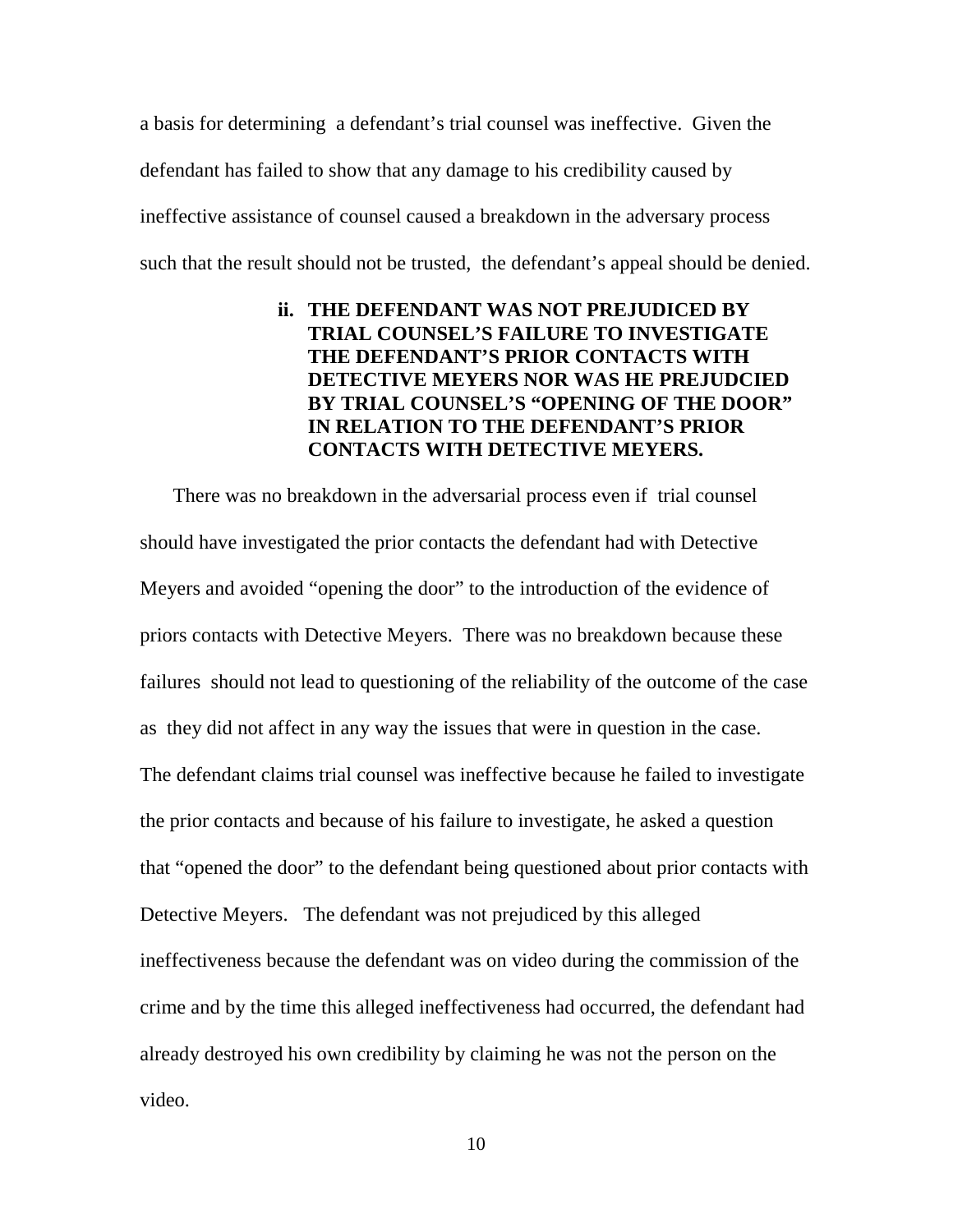a basis for determining a defendant's trial counsel was ineffective. Given the defendant has failed to show that any damage to his credibility caused by ineffective assistance of counsel caused a breakdown in the adversary process such that the result should not be trusted, the defendant's appeal should be denied.

### ii. THE DEFENDANT WAS NOT PREJUDICED BY TRIAL COUNSEL'S FAILURE TO INVESTIGATE THE DEFENDANT'S PRIOR CONTACTS WITH DETECTIVE MEYERS NOR WAS HE PREJUDCIED BY TRIAL COUNSEL'S "OPENING OF THE DOOR" IN RELATION TO THE DEFENDANT'S PRIOR CONTACTS WITH DETECTIVE MEYERS.

There was no breakdown in the adversarial process even if trial counsel should have investigated the prior contacts the defendant had with Detective Meyers and avoided "opening the door" to the introduction of the evidence of priors contacts with Detective Meyers. There was no breakdown because these failures should not lead to questioning of the reliability of the outcome of the case as they did not affect in any way the issues that were in question in the case. The defendant claims trial counsel was ineffective because he failed to investigate the prior contacts and because of his failure to investigate, he asked a question that "opened the door" to the defendant being questioned about prior contacts with Detective Meyers. The defendant was not prejudiced by this alleged ineffectiveness because the defendant was on video during the commission of the crime and by the time this alleged ineffectiveness had occurred, the defendant had already destroyed his own credibility by claiming he was not the person on the video.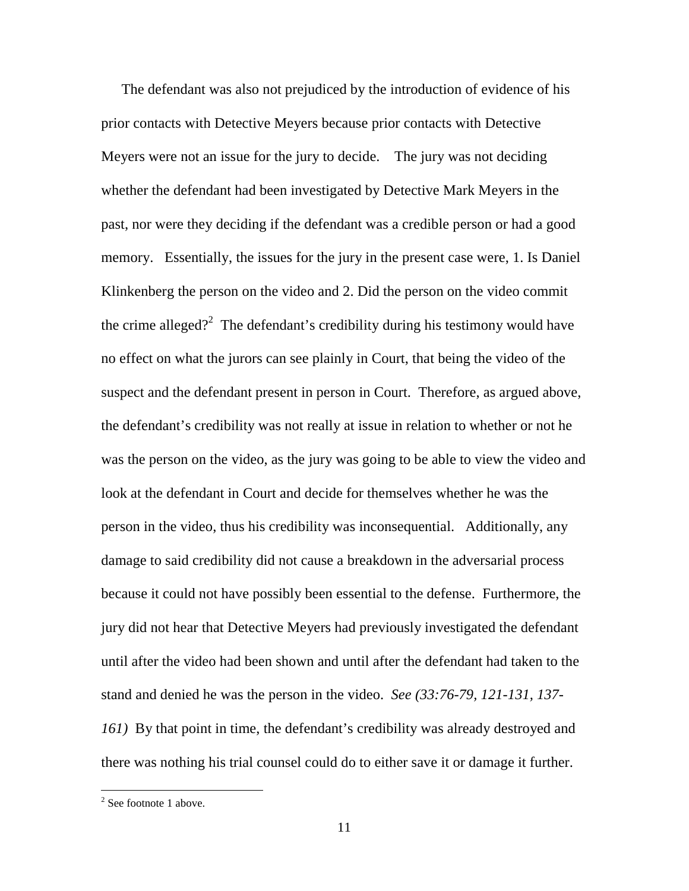The defendant was also not prejudiced by the introduction of evidence of his prior contacts with Detective Meyers because prior contacts with Detective Meyers were not an issue for the jury to decide. The jury was not deciding whether the defendant had been investigated by Detective Mark Meyers in the past, nor were they deciding if the defendant was a credible person or had a good memory. Essentially, the issues for the jury in the present case were, 1. Is Daniel Klinkenberg the person on the video and 2. Did the person on the video commit the crime alleged?[2] The defendant's credibility during his testimony would have no effect on what the jurors can see plainly in Court, that being the video of the suspect and the defendant present in person in Court. Therefore, as argued above, the defendant's credibility was not really at issue in relation to whether or not he was the person on the video, as the jury was going to be able to view the video and look at the defendant in Court and decide for themselves whether he was the person in the video, thus his credibility was inconsequential. Additionally, any damage to said credibility did not cause a breakdown in the adversarial process because it could not have possibly been essential to the defense. Furthermore, the jury did not hear that Detective Meyers had previously investigated the defendant until after the video had been shown and until after the defendant had taken to the stand and denied he was the person in the video. *See (33:76-79, 121-131, 137-161)* By that point in time, the defendant's credibility was already destroyed and there was nothing his trial counsel could do to either save it or damage it further.

[2] See footnote 1 above.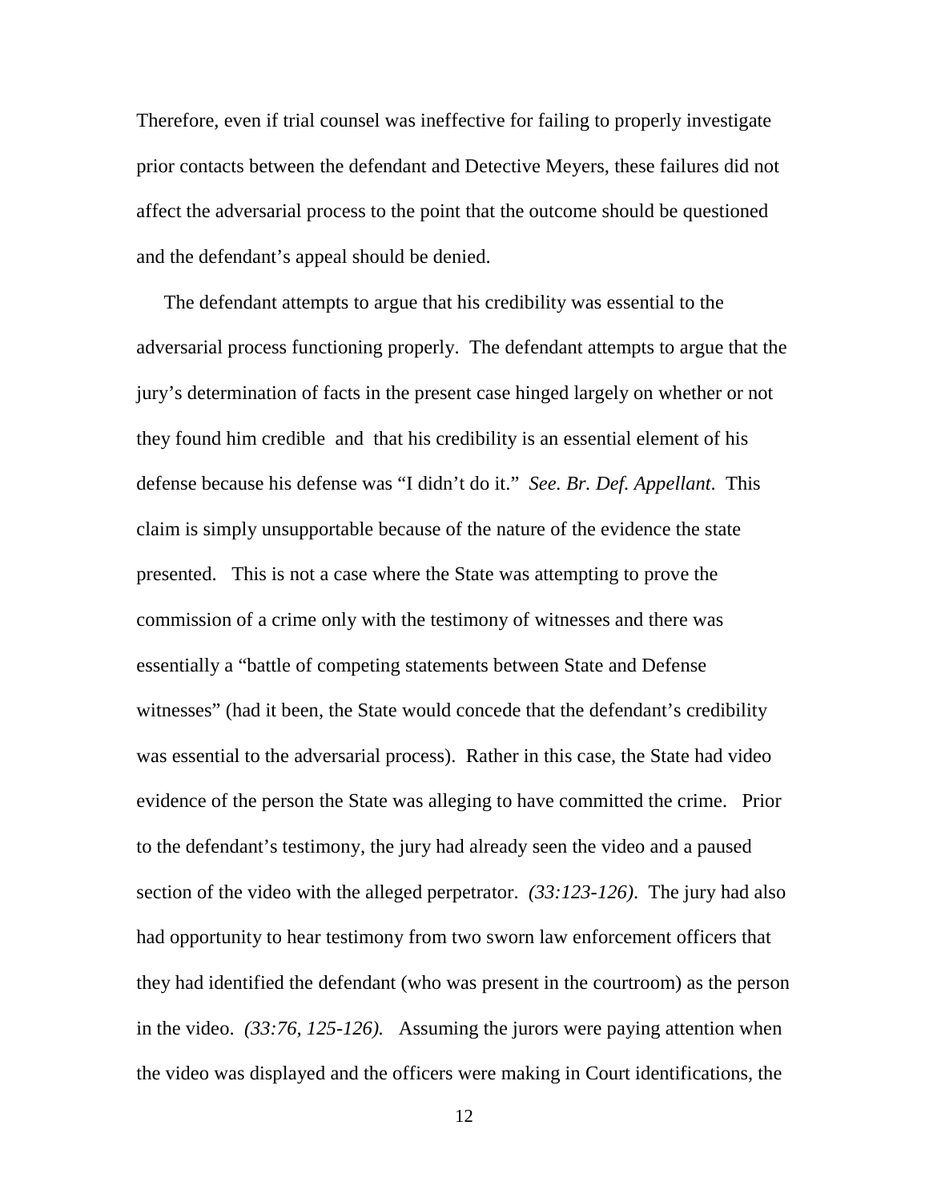Therefore, even if trial counsel was ineffective for failing to properly investigate prior contacts between the defendant and Detective Meyers, these failures did not affect the adversarial process to the point that the outcome should be questioned and the defendant's appeal should be denied.

The defendant attempts to argue that his credibility was essential to the adversarial process functioning properly. The defendant attempts to argue that the jury's determination of facts in the present case hinged largely on whether or not they found him credible and that his credibility is an essential element of his defense because his defense was "I didn't do it." *See. Br. Def. Appellant.* This claim is simply unsupportable because of the nature of the evidence the state presented. This is not a case where the State was attempting to prove the commission of a crime only with the testimony of witnesses and there was essentially a "battle of competing statements between State and Defense witnesses" (had it been, the State would concede that the defendant's credibility was essential to the adversarial process). Rather in this case, the State had video evidence of the person the State was alleging to have committed the crime. Prior to the defendant's testimony, the jury had already seen the video and a paused section of the video with the alleged perpetrator. *(33:123-126)*. The jury had also had opportunity to hear testimony from two sworn law enforcement officers that they had identified the defendant (who was present in the courtroom) as the person in the video. *(33:76, 125-126).* Assuming the jurors were paying attention when the video was displayed and the officers were making in Court identifications, the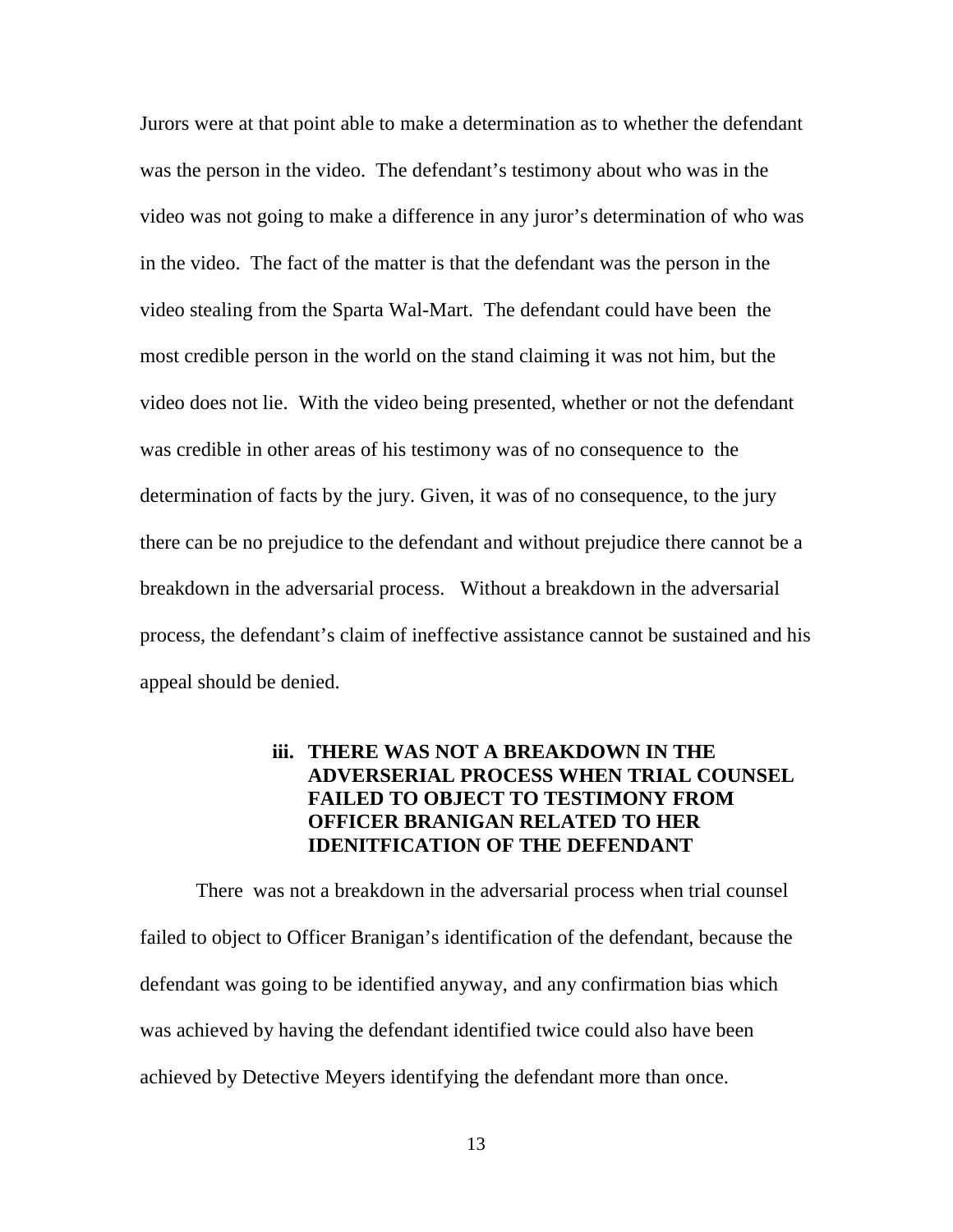Jurors were at that point able to make a determination as to whether the defendant was the person in the video. The defendant's testimony about who was in the video was not going to make a difference in any juror's determination of who was in the video. The fact of the matter is that the defendant was the person in the video stealing from the Sparta Wal-Mart. The defendant could have been the most credible person in the world on the stand claiming it was not him, but the video does not lie. With the video being presented, whether or not the defendant was credible in other areas of his testimony was of no consequence to the determination of facts by the jury. Given, it was of no consequence, to the jury there can be no prejudice to the defendant and without prejudice there cannot be a breakdown in the adversarial process. Without a breakdown in the adversarial process, the defendant's claim of ineffective assistance cannot be sustained and his appeal should be denied.

#### iii. THERE WAS NOT A BREAKDOWN IN THE ADVERSERIAL PROCESS WHEN TRIAL COUNSEL FAILED TO OBJECT TO TESTIMONY FROM OFFICER BRANIGAN RELATED TO HER IDENITFICATION OF THE DEFENDANT

There was not a breakdown in the adversarial process when trial counsel failed to object to Officer Branigan's identification of the defendant, because the defendant was going to be identified anyway, and any confirmation bias which was achieved by having the defendant identified twice could also have been achieved by Detective Meyers identifying the defendant more than once.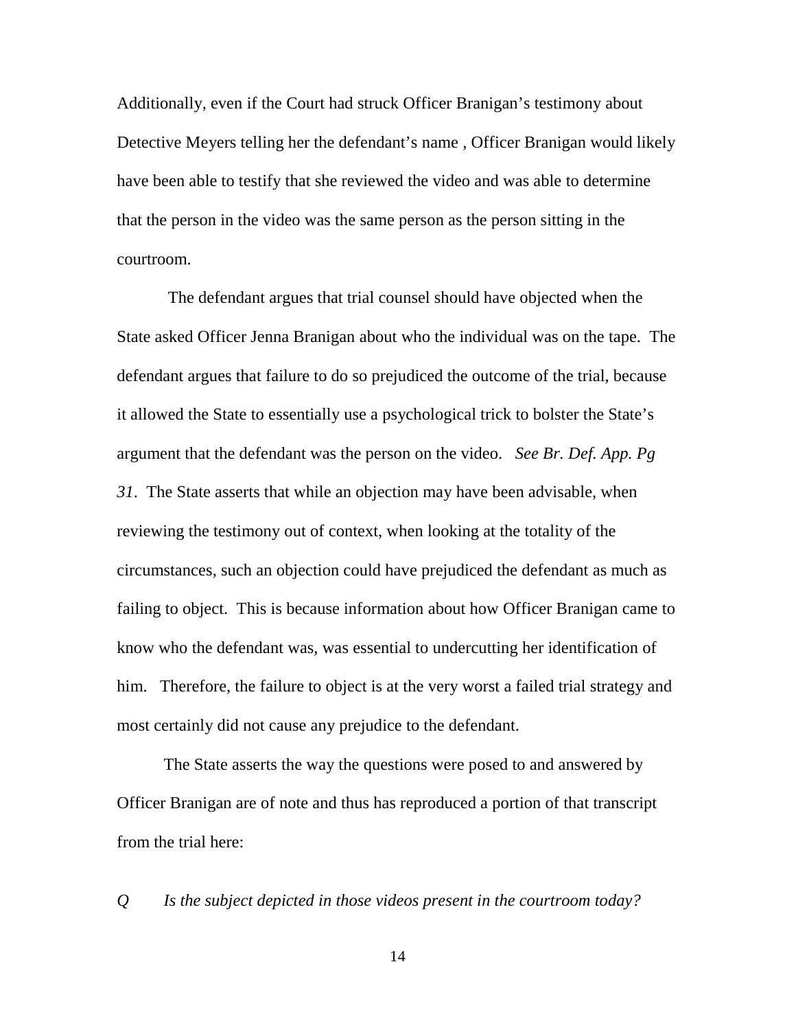Additionally, even if the Court had struck Officer Branigan's testimony about Detective Meyers telling her the defendant's name , Officer Branigan would likely have been able to testify that she reviewed the video and was able to determine that the person in the video was the same person as the person sitting in the courtroom.

The defendant argues that trial counsel should have objected when the State asked Officer Jenna Branigan about who the individual was on the tape. The defendant argues that failure to do so prejudiced the outcome of the trial, because it allowed the State to essentially use a psychological trick to bolster the State's argument that the defendant was the person on the video. *See Br. Def. App. Pg 31*. The State asserts that while an objection may have been advisable, when reviewing the testimony out of context, when looking at the totality of the circumstances, such an objection could have prejudiced the defendant as much as failing to object. This is because information about how Officer Branigan came to know who the defendant was, was essential to undercutting her identification of him. Therefore, the failure to object is at the very worst a failed trial strategy and most certainly did not cause any prejudice to the defendant.

The State asserts the way the questions were posed to and answered by Officer Branigan are of note and thus has reproduced a portion of that transcript from the trial here:

*Q Is the subject depicted in those videos present in the courtroom today?*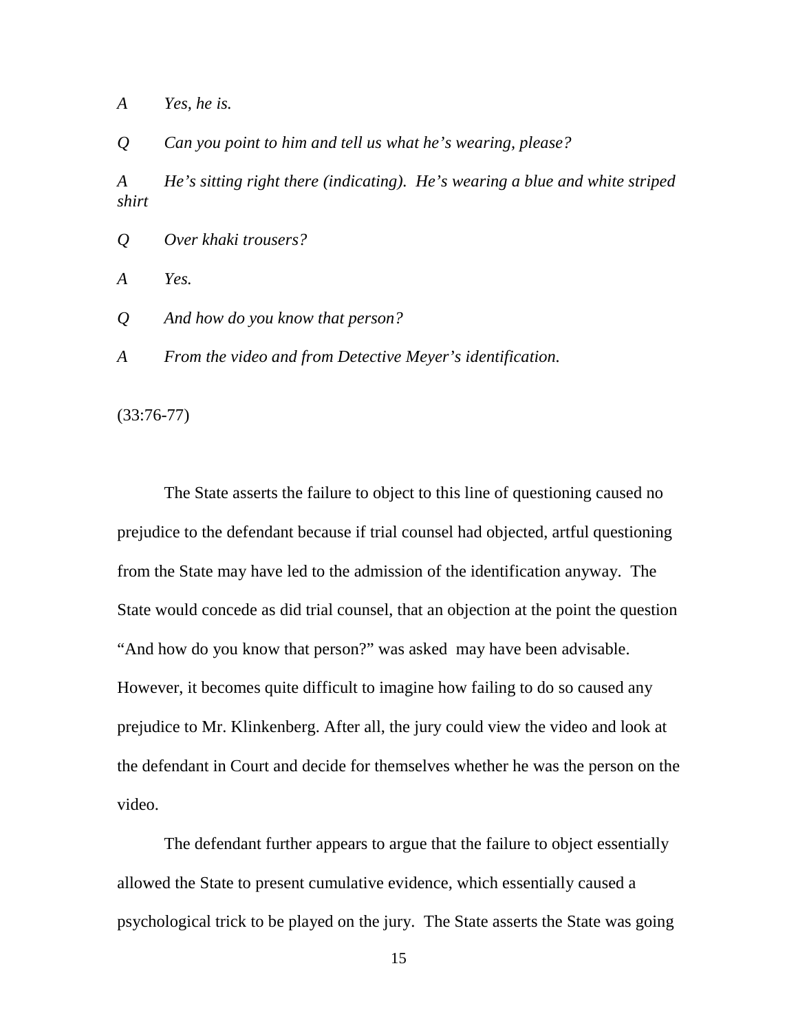*A Yes, he is.*

*Q Can you point to him and tell us what he's wearing, please?*

*A He's sitting right there (indicating). He's wearing a blue and white striped shirt*

*Q Over khaki trousers?*

*A Yes.*

*Q And how do you know that person?*

*A From the video and from Detective Meyer's identification.*

(33:76-77)

The State asserts the failure to object to this line of questioning caused no prejudice to the defendant because if trial counsel had objected, artful questioning from the State may have led to the admission of the identification anyway. The State would concede as did trial counsel, that an objection at the point the question "And how do you know that person?" was asked may have been advisable. However, it becomes quite difficult to imagine how failing to do so caused any prejudice to Mr. Klinkenberg. After all, the jury could view the video and look at the defendant in Court and decide for themselves whether he was the person on the video.

The defendant further appears to argue that the failure to object essentially allowed the State to present cumulative evidence, which essentially caused a psychological trick to be played on the jury. The State asserts the State was going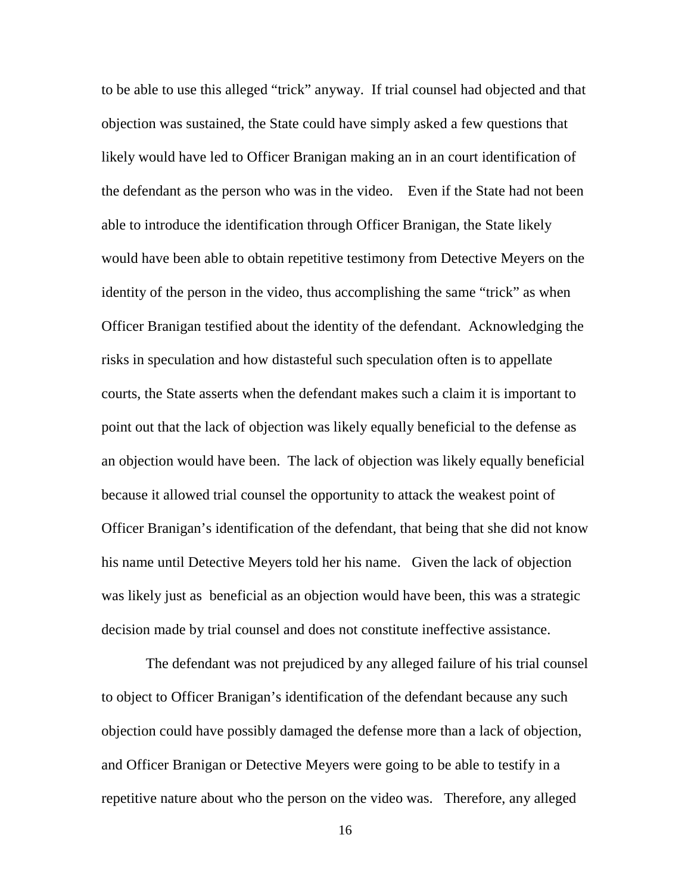to be able to use this alleged "trick" anyway. If trial counsel had objected and that objection was sustained, the State could have simply asked a few questions that likely would have led to Officer Branigan making an in an court identification of the defendant as the person who was in the video. Even if the State had not been able to introduce the identification through Officer Branigan, the State likely would have been able to obtain repetitive testimony from Detective Meyers on the identity of the person in the video, thus accomplishing the same "trick" as when Officer Branigan testified about the identity of the defendant. Acknowledging the risks in speculation and how distasteful such speculation often is to appellate courts, the State asserts when the defendant makes such a claim it is important to point out that the lack of objection was likely equally beneficial to the defense as an objection would have been. The lack of objection was likely equally beneficial because it allowed trial counsel the opportunity to attack the weakest point of Officer Branigan's identification of the defendant, that being that she did not know his name until Detective Meyers told her his name. Given the lack of objection was likely just as beneficial as an objection would have been, this was a strategic decision made by trial counsel and does not constitute ineffective assistance.

The defendant was not prejudiced by any alleged failure of his trial counsel to object to Officer Branigan's identification of the defendant because any such objection could have possibly damaged the defense more than a lack of objection, and Officer Branigan or Detective Meyers were going to be able to testify in a repetitive nature about who the person on the video was. Therefore, any alleged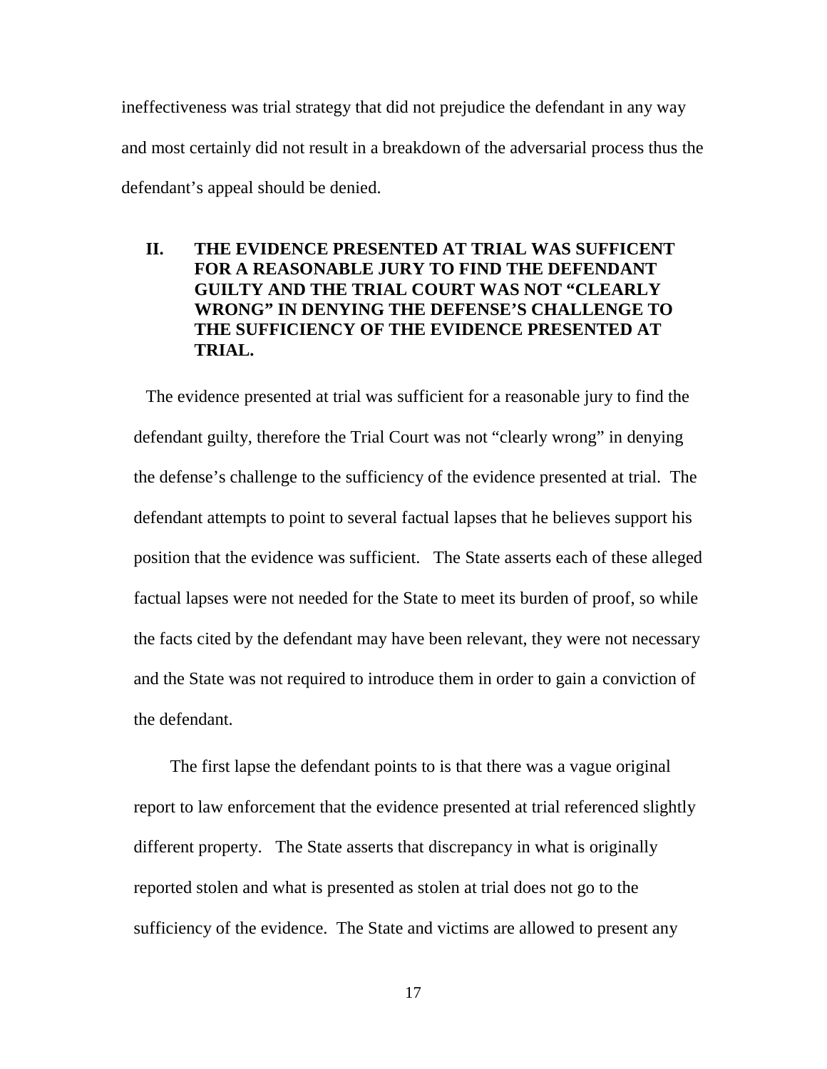ineffectiveness was trial strategy that did not prejudice the defendant in any way and most certainly did not result in a breakdown of the adversarial process thus the defendant's appeal should be denied.

## II. THE EVIDENCE PRESENTED AT TRIAL WAS SUFFICENT FOR A REASONABLE JURY TO FIND THE DEFENDANT GUILTY AND THE TRIAL COURT WAS NOT "CLEARLY WRONG" IN DENYING THE DEFENSE'S CHALLENGE TO THE SUFFICIENCY OF THE EVIDENCE PRESENTED AT TRIAL.

The evidence presented at trial was sufficient for a reasonable jury to find the defendant guilty, therefore the Trial Court was not "clearly wrong" in denying the defense's challenge to the sufficiency of the evidence presented at trial. The defendant attempts to point to several factual lapses that he believes support his position that the evidence was sufficient. The State asserts each of these alleged factual lapses were not needed for the State to meet its burden of proof, so while the facts cited by the defendant may have been relevant, they were not necessary and the State was not required to introduce them in order to gain a conviction of the defendant.

The first lapse the defendant points to is that there was a vague original report to law enforcement that the evidence presented at trial referenced slightly different property. The State asserts that discrepancy in what is originally reported stolen and what is presented as stolen at trial does not go to the sufficiency of the evidence. The State and victims are allowed to present any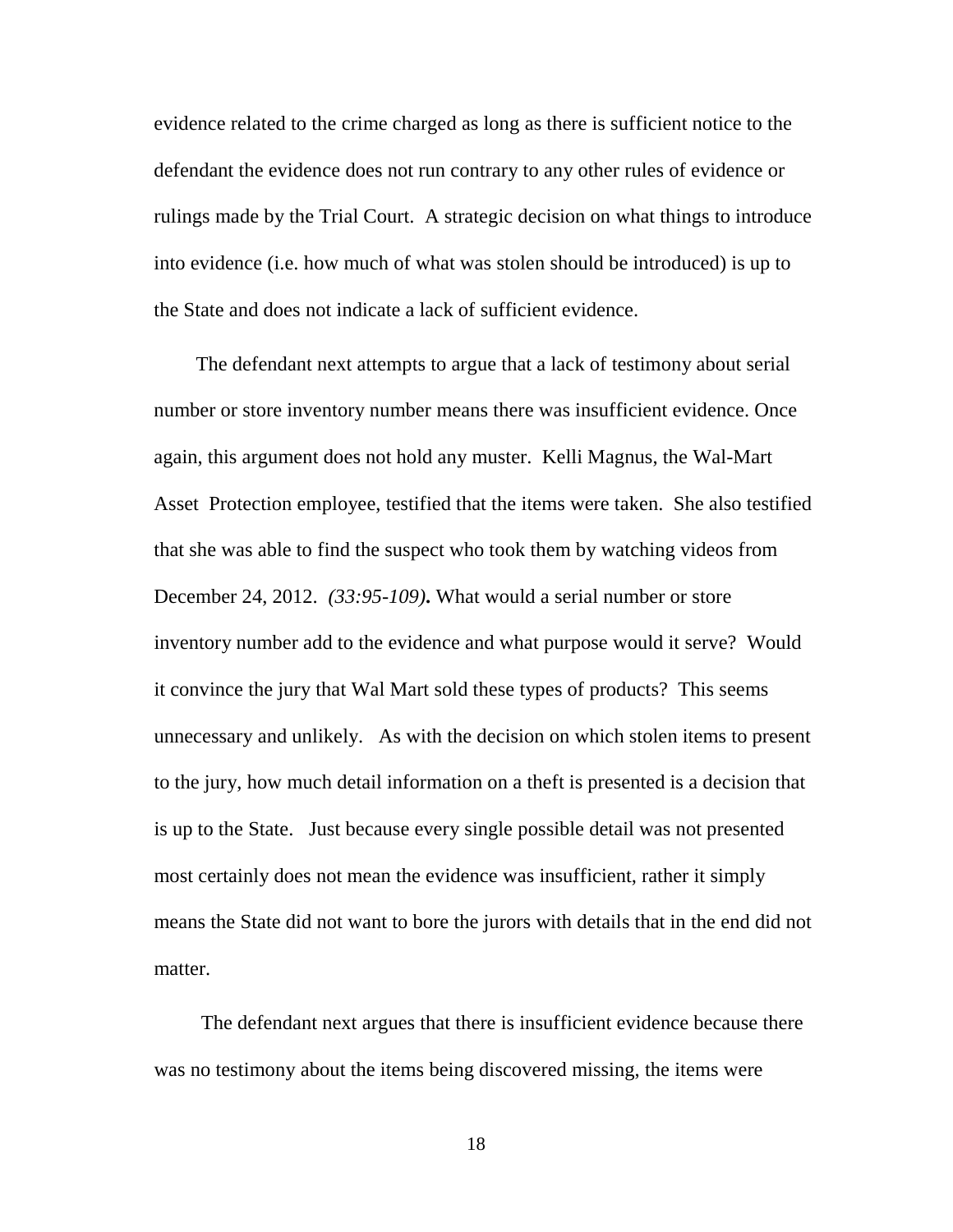evidence related to the crime charged as long as there is sufficient notice to the defendant the evidence does not run contrary to any other rules of evidence or rulings made by the Trial Court. A strategic decision on what things to introduce into evidence (i.e. how much of what was stolen should be introduced) is up to the State and does not indicate a lack of sufficient evidence.

The defendant next attempts to argue that a lack of testimony about serial number or store inventory number means there was insufficient evidence. Once again, this argument does not hold any muster. Kelli Magnus, the Wal-Mart Asset Protection employee, testified that the items were taken. She also testified that she was able to find the suspect who took them by watching videos from December 24, 2012. *(33:95-109)***.** What would a serial number or store inventory number add to the evidence and what purpose would it serve? Would it convince the jury that Wal Mart sold these types of products? This seems unnecessary and unlikely. As with the decision on which stolen items to present to the jury, how much detail information on a theft is presented is a decision that is up to the State. Just because every single possible detail was not presented most certainly does not mean the evidence was insufficient, rather it simply means the State did not want to bore the jurors with details that in the end did not matter.

The defendant next argues that there is insufficient evidence because there was no testimony about the items being discovered missing, the items were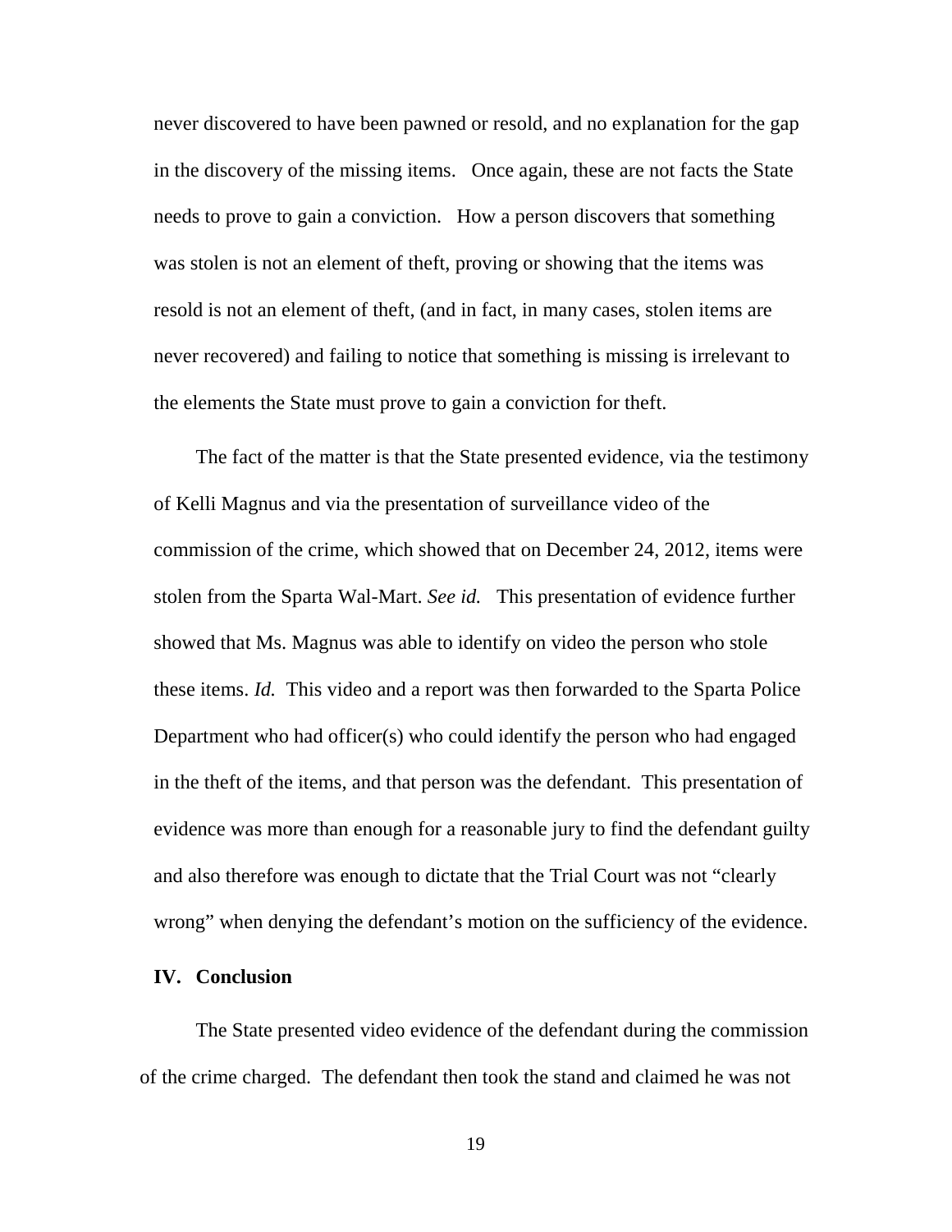never discovered to have been pawned or resold, and no explanation for the gap in the discovery of the missing items. Once again, these are not facts the State needs to prove to gain a conviction. How a person discovers that something was stolen is not an element of theft, proving or showing that the items was resold is not an element of theft, (and in fact, in many cases, stolen items are never recovered) and failing to notice that something is missing is irrelevant to the elements the State must prove to gain a conviction for theft.

The fact of the matter is that the State presented evidence, via the testimony of Kelli Magnus and via the presentation of surveillance video of the commission of the crime, which showed that on December 24, 2012, items were stolen from the Sparta Wal-Mart. *See id.* This presentation of evidence further showed that Ms. Magnus was able to identify on video the person who stole these items. *Id.* This video and a report was then forwarded to the Sparta Police Department who had officer(s) who could identify the person who had engaged in the theft of the items, and that person was the defendant. This presentation of evidence was more than enough for a reasonable jury to find the defendant guilty and also therefore was enough to dictate that the Trial Court was not "clearly wrong" when denying the defendant's motion on the sufficiency of the evidence.

## IV. Conclusion

The State presented video evidence of the defendant during the commission of the crime charged. The defendant then took the stand and claimed he was not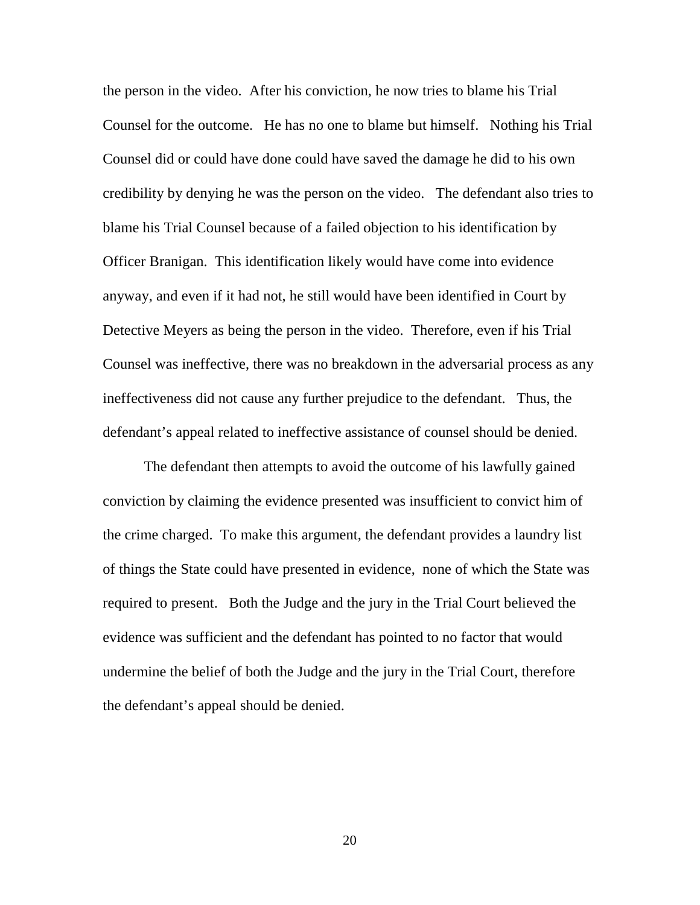the person in the video. After his conviction, he now tries to blame his Trial Counsel for the outcome. He has no one to blame but himself. Nothing his Trial Counsel did or could have done could have saved the damage he did to his own credibility by denying he was the person on the video. The defendant also tries to blame his Trial Counsel because of a failed objection to his identification by Officer Branigan. This identification likely would have come into evidence anyway, and even if it had not, he still would have been identified in Court by Detective Meyers as being the person in the video. Therefore, even if his Trial Counsel was ineffective, there was no breakdown in the adversarial process as any ineffectiveness did not cause any further prejudice to the defendant. Thus, the defendant's appeal related to ineffective assistance of counsel should be denied.

The defendant then attempts to avoid the outcome of his lawfully gained conviction by claiming the evidence presented was insufficient to convict him of the crime charged. To make this argument, the defendant provides a laundry list of things the State could have presented in evidence, none of which the State was required to present. Both the Judge and the jury in the Trial Court believed the evidence was sufficient and the defendant has pointed to no factor that would undermine the belief of both the Judge and the jury in the Trial Court, therefore the defendant's appeal should be denied.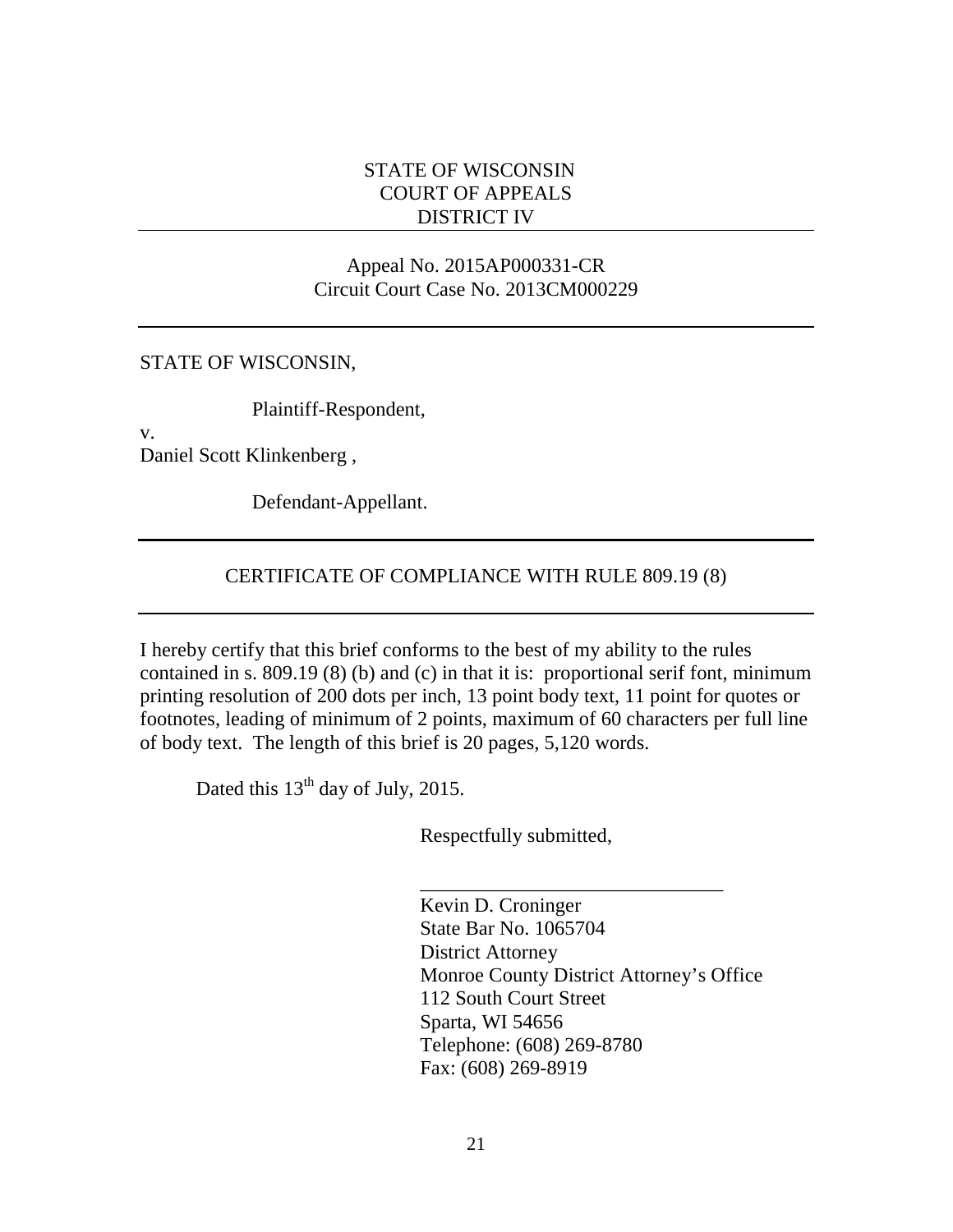STATE OF WISCONSIN
COURT OF APPEALS
DISTRICT IV

---

Appeal No. 2015AP000331-CR
Circuit Court Case No. 2013CM000229

---

STATE OF WISCONSIN,

Plaintiff-Respondent,

v.
Daniel Scott Klinkenberg ,

Defendant-Appellant.

---

CERTIFICATE OF COMPLIANCE WITH RULE 809.19 (8)

---

I hereby certify that this brief conforms to the best of my ability to the rules contained in s. 809.19 (8) (b) and (c) in that it is: proportional serif font, minimum printing resolution of 200 dots per inch, 13 point body text, 11 point for quotes or footnotes, leading of minimum of 2 points, maximum of 60 characters per full line of body text. The length of this brief is 20 pages, 5,120 words.

Dated this 13th day of July, 2015.

Respectfully submitted,

_______________________________
Kevin D. Croninger
State Bar No. 1065704
District Attorney
Monroe County District Attorney's Office
112 South Court Street
Sparta, WI 54656
Telephone: (608) 269-8780
Fax: (608) 269-8919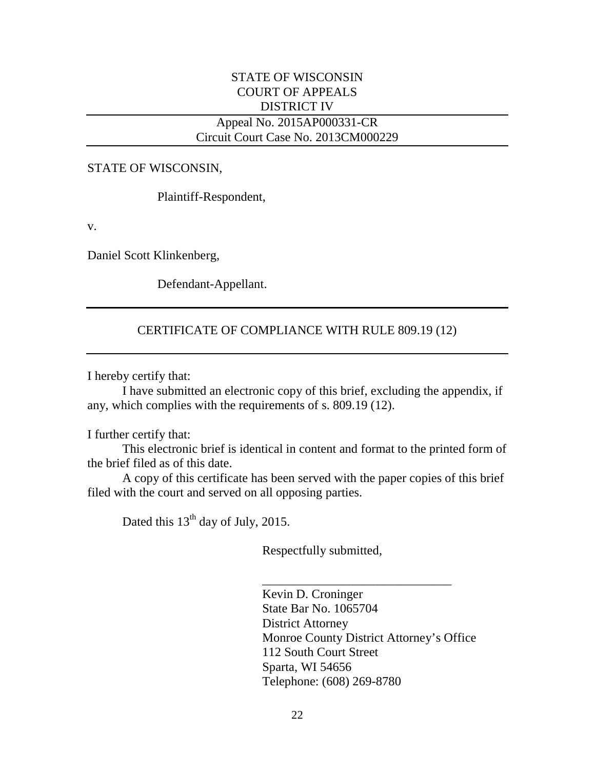STATE OF WISCONSIN
COURT OF APPEALS
DISTRICT IV

Appeal No. 2015AP000331-CR
Circuit Court Case No. 2013CM000229

STATE OF WISCONSIN,

Plaintiff-Respondent,

v.

Daniel Scott Klinkenberg,

Defendant-Appellant.

## CERTIFICATE OF COMPLIANCE WITH RULE 809.19 (12)

I hereby certify that:

I have submitted an electronic copy of this brief, excluding the appendix, if any, which complies with the requirements of s. 809.19 (12).

I further certify that:

This electronic brief is identical in content and format to the printed form of the brief filed as of this date.

A copy of this certificate has been served with the paper copies of this brief filed with the court and served on all opposing parties.

Dated this 13th day of July, 2015.

Respectfully submitted,

\_\_\_\_\_\_\_\_\_\_\_\_\_\_\_\_\_\_\_\_\_\_\_\_\_\_\_\_\_\_\_

Kevin D. Croninger
State Bar No. 1065704
District Attorney
Monroe County District Attorney's Office
112 South Court Street
Sparta, WI 54656
Telephone: (608) 269-8780